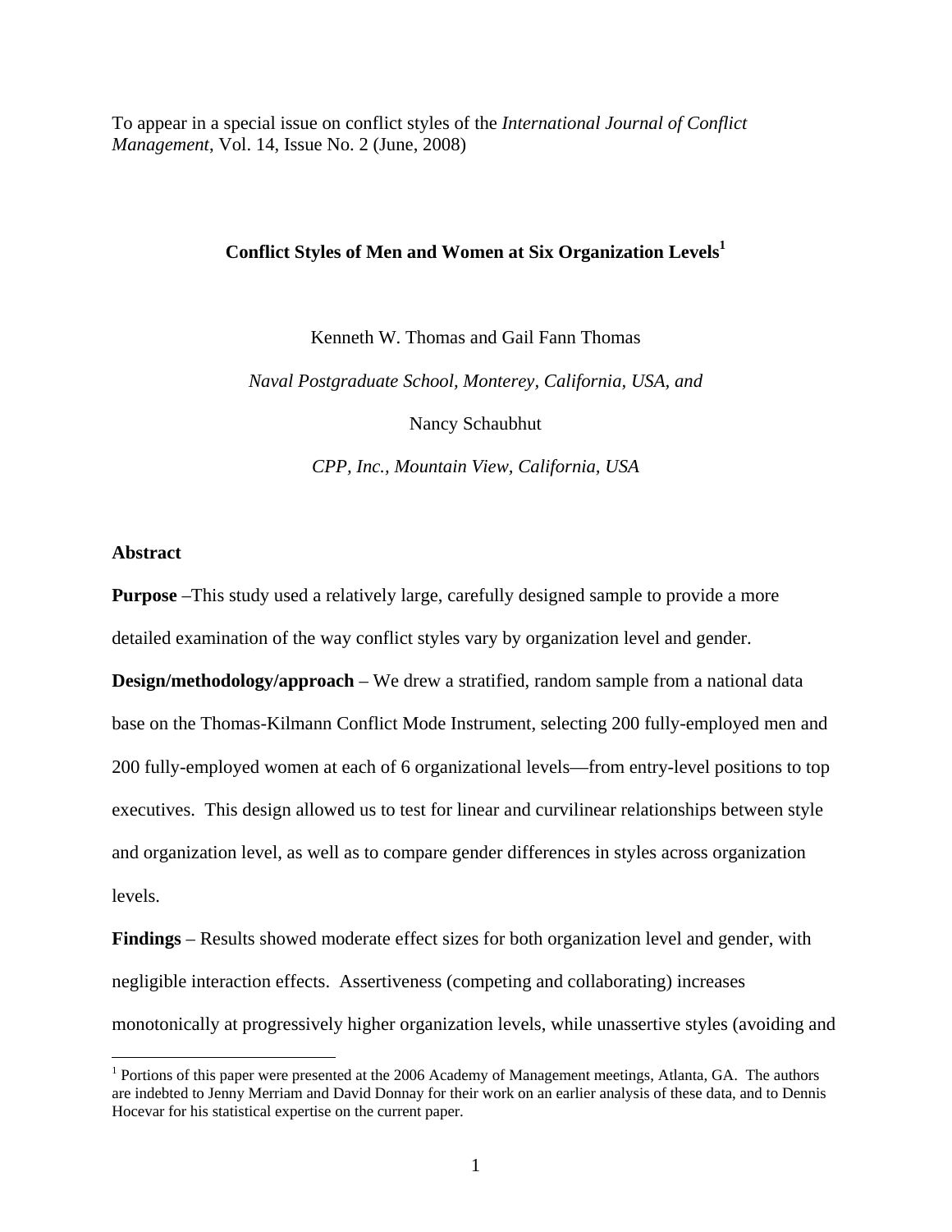To appear in a special issue on conflict styles of the *International Journal of Conflict Management*, Vol. 14, Issue No. 2 (June, 2008)

# Conflict Styles of Men and Women at Six Organization Levels[1]

Kenneth W. Thomas and Gail Fann Thomas

*Naval Postgraduate School, Monterey, California, USA, and*

Nancy Schaubhut

*CPP, Inc., Mountain View, California, USA*

## Abstract

**Purpose** –This study used a relatively large, carefully designed sample to provide a more detailed examination of the way conflict styles vary by organization level and gender.

**Design/methodology/approach** – We drew a stratified, random sample from a national data base on the Thomas-Kilmann Conflict Mode Instrument, selecting 200 fully-employed men and 200 fully-employed women at each of 6 organizational levels—from entry-level positions to top executives. This design allowed us to test for linear and curvilinear relationships between style and organization level, as well as to compare gender differences in styles across organization levels.

**Findings** – Results showed moderate effect sizes for both organization level and gender, with negligible interaction effects. Assertiveness (competing and collaborating) increases monotonically at progressively higher organization levels, while unassertive styles (avoiding and

[1] Portions of this paper were presented at the 2006 Academy of Management meetings, Atlanta, GA. The authors are indebted to Jenny Merriam and David Donnay for their work on an earlier analysis of these data, and to Dennis Hocevar for his statistical expertise on the current paper.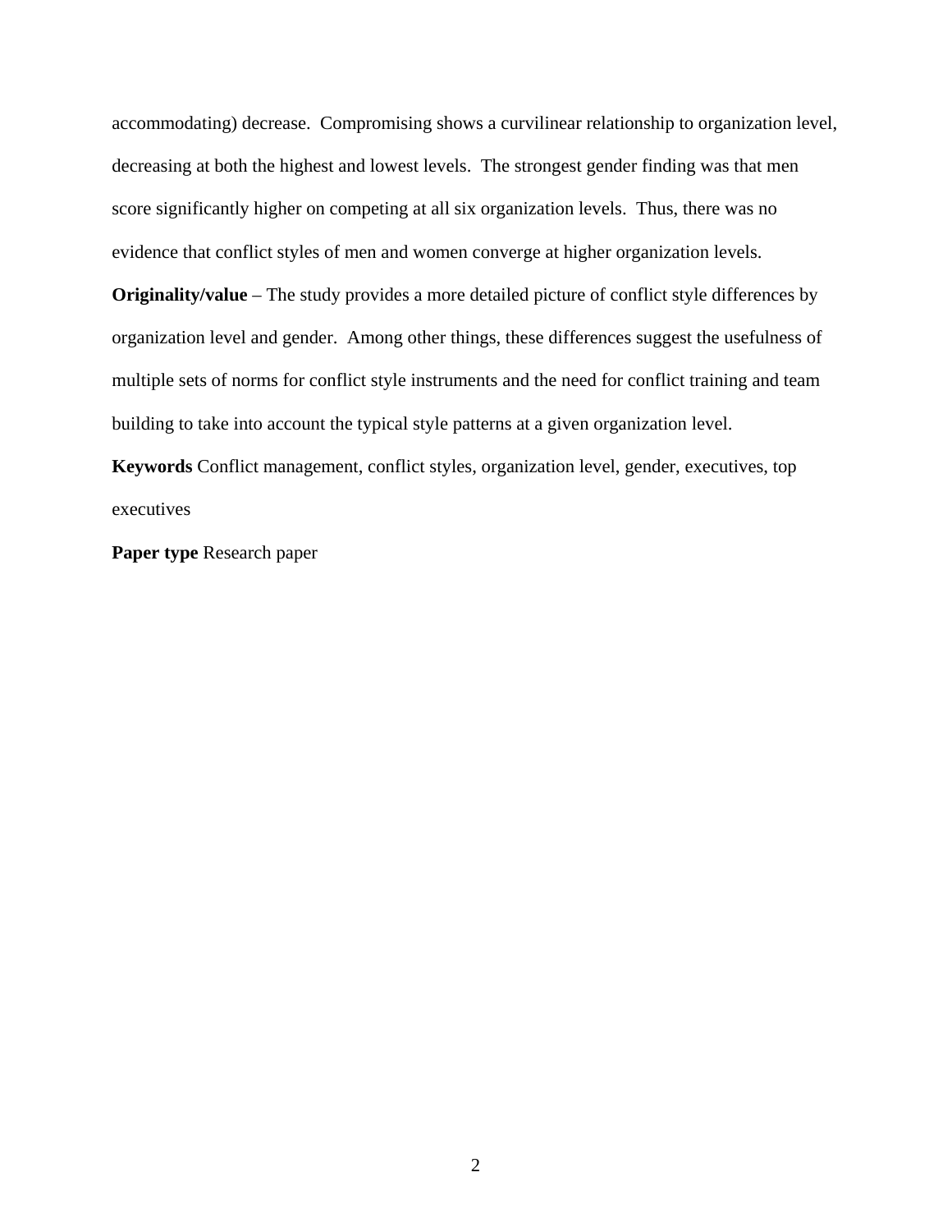accommodating) decrease. Compromising shows a curvilinear relationship to organization level, decreasing at both the highest and lowest levels. The strongest gender finding was that men score significantly higher on competing at all six organization levels. Thus, there was no evidence that conflict styles of men and women converge at higher organization levels.

**Originality/value** – The study provides a more detailed picture of conflict style differences by organization level and gender. Among other things, these differences suggest the usefulness of multiple sets of norms for conflict style instruments and the need for conflict training and team building to take into account the typical style patterns at a given organization level.

**Keywords** Conflict management, conflict styles, organization level, gender, executives, top executives

**Paper type** Research paper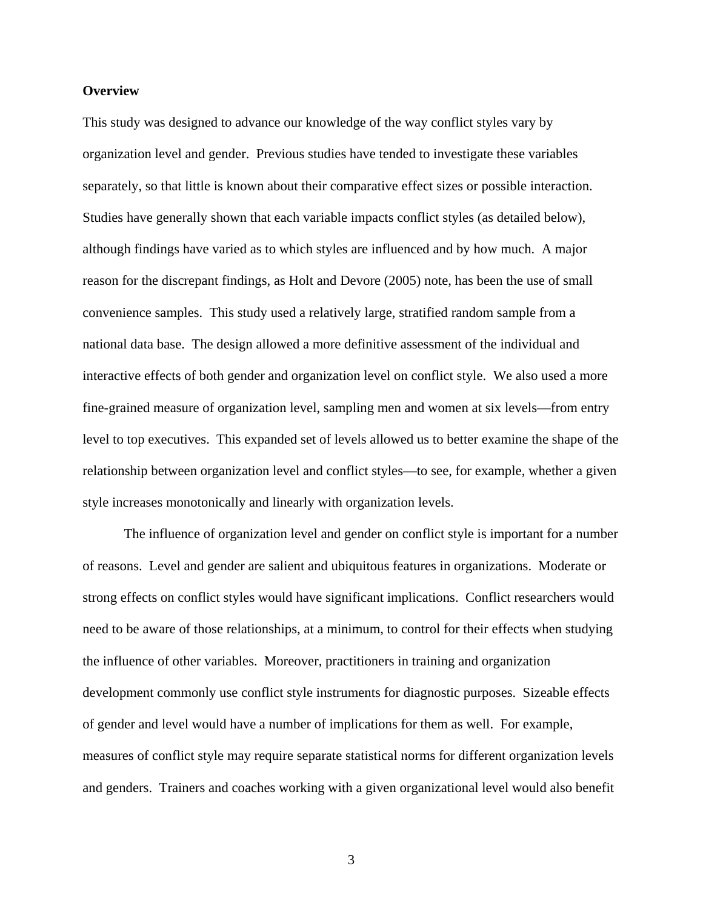**Overview**

This study was designed to advance our knowledge of the way conflict styles vary by organization level and gender. Previous studies have tended to investigate these variables separately, so that little is known about their comparative effect sizes or possible interaction. Studies have generally shown that each variable impacts conflict styles (as detailed below), although findings have varied as to which styles are influenced and by how much. A major reason for the discrepant findings, as Holt and Devore (2005) note, has been the use of small convenience samples. This study used a relatively large, stratified random sample from a national data base. The design allowed a more definitive assessment of the individual and interactive effects of both gender and organization level on conflict style. We also used a more fine-grained measure of organization level, sampling men and women at six levels—from entry level to top executives. This expanded set of levels allowed us to better examine the shape of the relationship between organization level and conflict styles—to see, for example, whether a given style increases monotonically and linearly with organization levels.

The influence of organization level and gender on conflict style is important for a number of reasons. Level and gender are salient and ubiquitous features in organizations. Moderate or strong effects on conflict styles would have significant implications. Conflict researchers would need to be aware of those relationships, at a minimum, to control for their effects when studying the influence of other variables. Moreover, practitioners in training and organization development commonly use conflict style instruments for diagnostic purposes. Sizeable effects of gender and level would have a number of implications for them as well. For example, measures of conflict style may require separate statistical norms for different organization levels and genders. Trainers and coaches working with a given organizational level would also benefit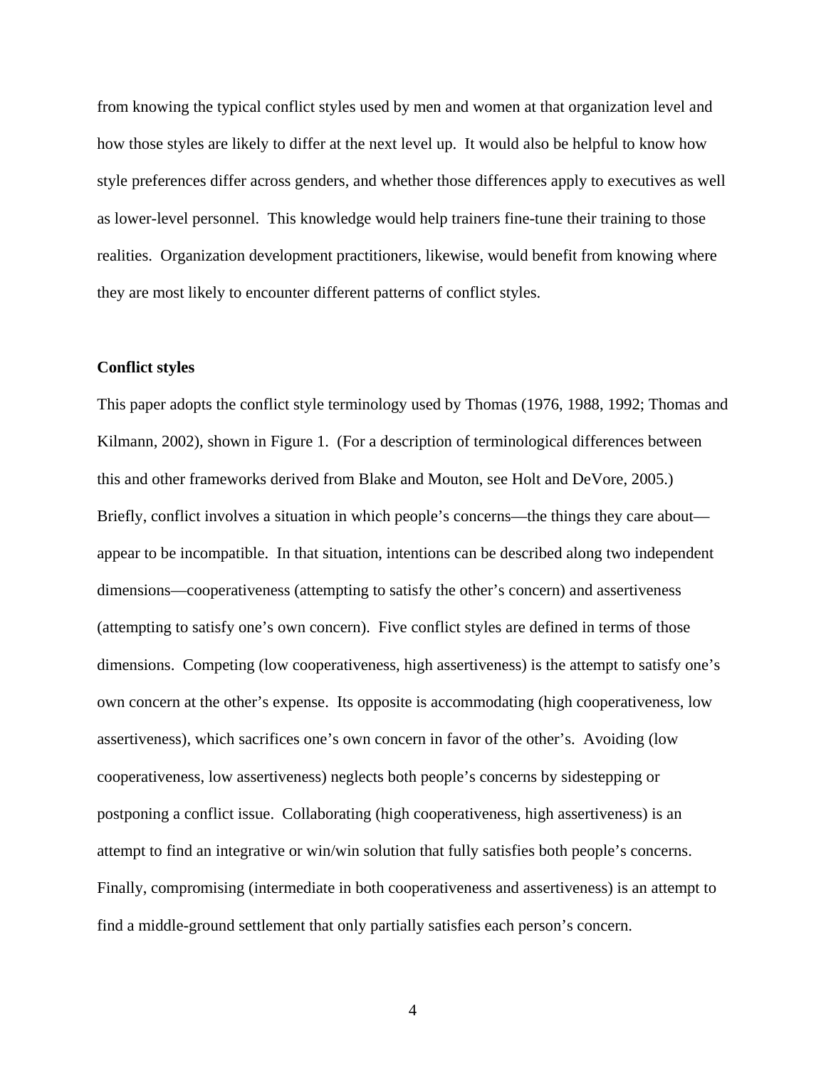from knowing the typical conflict styles used by men and women at that organization level and how those styles are likely to differ at the next level up. It would also be helpful to know how style preferences differ across genders, and whether those differences apply to executives as well as lower-level personnel. This knowledge would help trainers fine-tune their training to those realities. Organization development practitioners, likewise, would benefit from knowing where they are most likely to encounter different patterns of conflict styles.

**Conflict styles**

This paper adopts the conflict style terminology used by Thomas (1976, 1988, 1992; Thomas and Kilmann, 2002), shown in Figure 1. (For a description of terminological differences between this and other frameworks derived from Blake and Mouton, see Holt and DeVore, 2005.) Briefly, conflict involves a situation in which people's concerns—the things they care about—appear to be incompatible. In that situation, intentions can be described along two independent dimensions—cooperativeness (attempting to satisfy the other's concern) and assertiveness (attempting to satisfy one's own concern). Five conflict styles are defined in terms of those dimensions. Competing (low cooperativeness, high assertiveness) is the attempt to satisfy one's own concern at the other's expense. Its opposite is accommodating (high cooperativeness, low assertiveness), which sacrifices one's own concern in favor of the other's. Avoiding (low cooperativeness, low assertiveness) neglects both people's concerns by sidestepping or postponing a conflict issue. Collaborating (high cooperativeness, high assertiveness) is an attempt to find an integrative or win/win solution that fully satisfies both people's concerns. Finally, compromising (intermediate in both cooperativeness and assertiveness) is an attempt to find a middle-ground settlement that only partially satisfies each person's concern.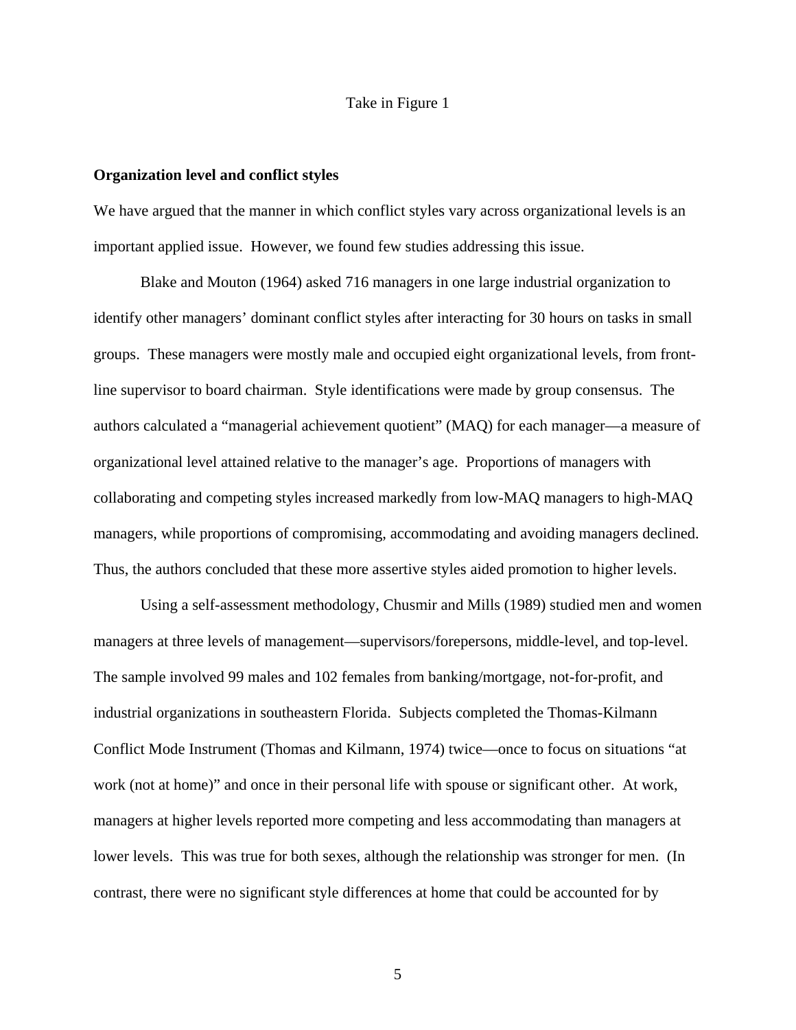Take in Figure 1

**Organization level and conflict styles**

We have argued that the manner in which conflict styles vary across organizational levels is an important applied issue. However, we found few studies addressing this issue.

Blake and Mouton (1964) asked 716 managers in one large industrial organization to identify other managers' dominant conflict styles after interacting for 30 hours on tasks in small groups. These managers were mostly male and occupied eight organizational levels, from front-line supervisor to board chairman. Style identifications were made by group consensus. The authors calculated a "managerial achievement quotient" (MAQ) for each manager—a measure of organizational level attained relative to the manager's age. Proportions of managers with collaborating and competing styles increased markedly from low-MAQ managers to high-MAQ managers, while proportions of compromising, accommodating and avoiding managers declined. Thus, the authors concluded that these more assertive styles aided promotion to higher levels.

Using a self-assessment methodology, Chusmir and Mills (1989) studied men and women managers at three levels of management—supervisors/forepersons, middle-level, and top-level. The sample involved 99 males and 102 females from banking/mortgage, not-for-profit, and industrial organizations in southeastern Florida. Subjects completed the Thomas-Kilmann Conflict Mode Instrument (Thomas and Kilmann, 1974) twice—once to focus on situations "at work (not at home)" and once in their personal life with spouse or significant other. At work, managers at higher levels reported more competing and less accommodating than managers at lower levels. This was true for both sexes, although the relationship was stronger for men. (In contrast, there were no significant style differences at home that could be accounted for by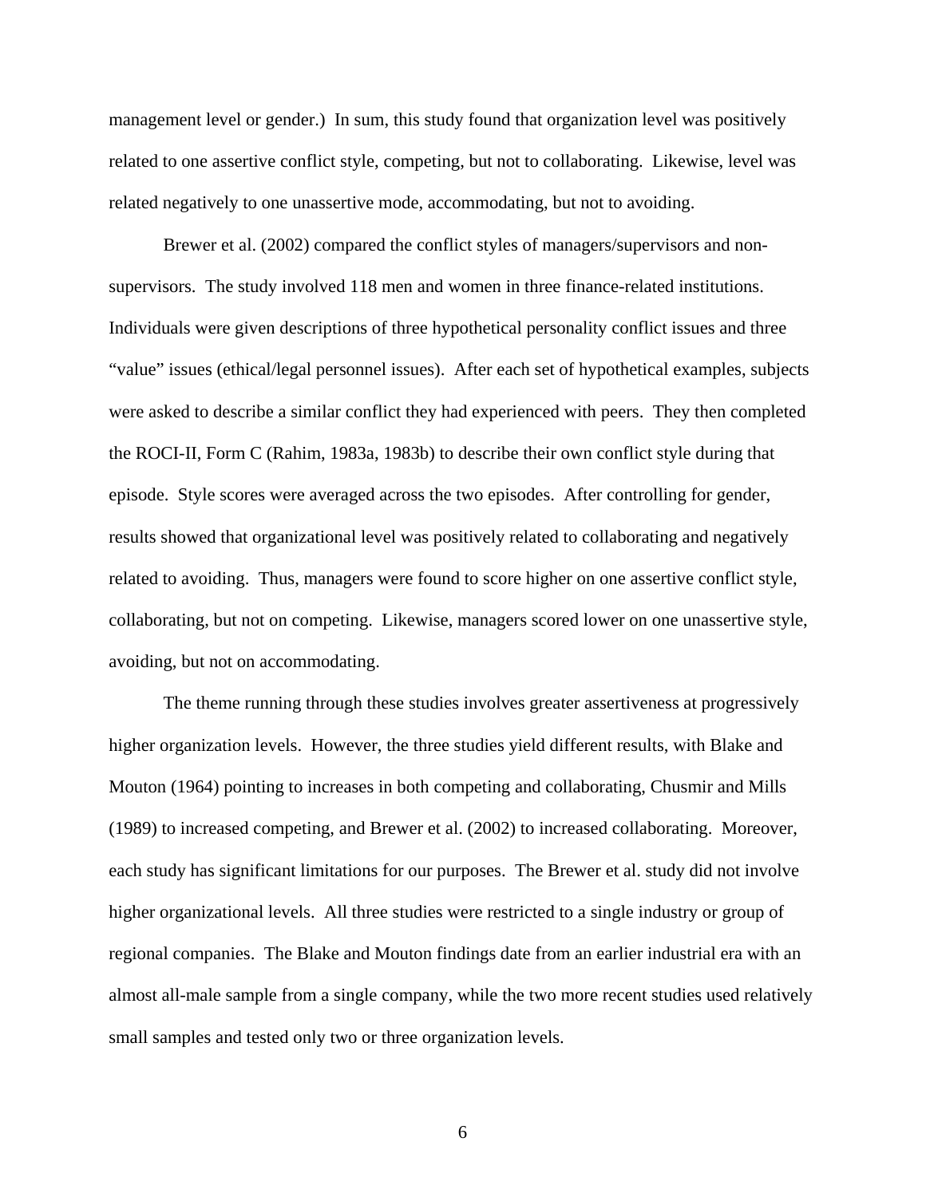management level or gender.) In sum, this study found that organization level was positively related to one assertive conflict style, competing, but not to collaborating. Likewise, level was related negatively to one unassertive mode, accommodating, but not to avoiding.

Brewer et al. (2002) compared the conflict styles of managers/supervisors and non-supervisors. The study involved 118 men and women in three finance-related institutions. Individuals were given descriptions of three hypothetical personality conflict issues and three "value" issues (ethical/legal personnel issues). After each set of hypothetical examples, subjects were asked to describe a similar conflict they had experienced with peers. They then completed the ROCI-II, Form C (Rahim, 1983a, 1983b) to describe their own conflict style during that episode. Style scores were averaged across the two episodes. After controlling for gender, results showed that organizational level was positively related to collaborating and negatively related to avoiding. Thus, managers were found to score higher on one assertive conflict style, collaborating, but not on competing. Likewise, managers scored lower on one unassertive style, avoiding, but not on accommodating.

The theme running through these studies involves greater assertiveness at progressively higher organization levels. However, the three studies yield different results, with Blake and Mouton (1964) pointing to increases in both competing and collaborating, Chusmir and Mills (1989) to increased competing, and Brewer et al. (2002) to increased collaborating. Moreover, each study has significant limitations for our purposes. The Brewer et al. study did not involve higher organizational levels. All three studies were restricted to a single industry or group of regional companies. The Blake and Mouton findings date from an earlier industrial era with an almost all-male sample from a single company, while the two more recent studies used relatively small samples and tested only two or three organization levels.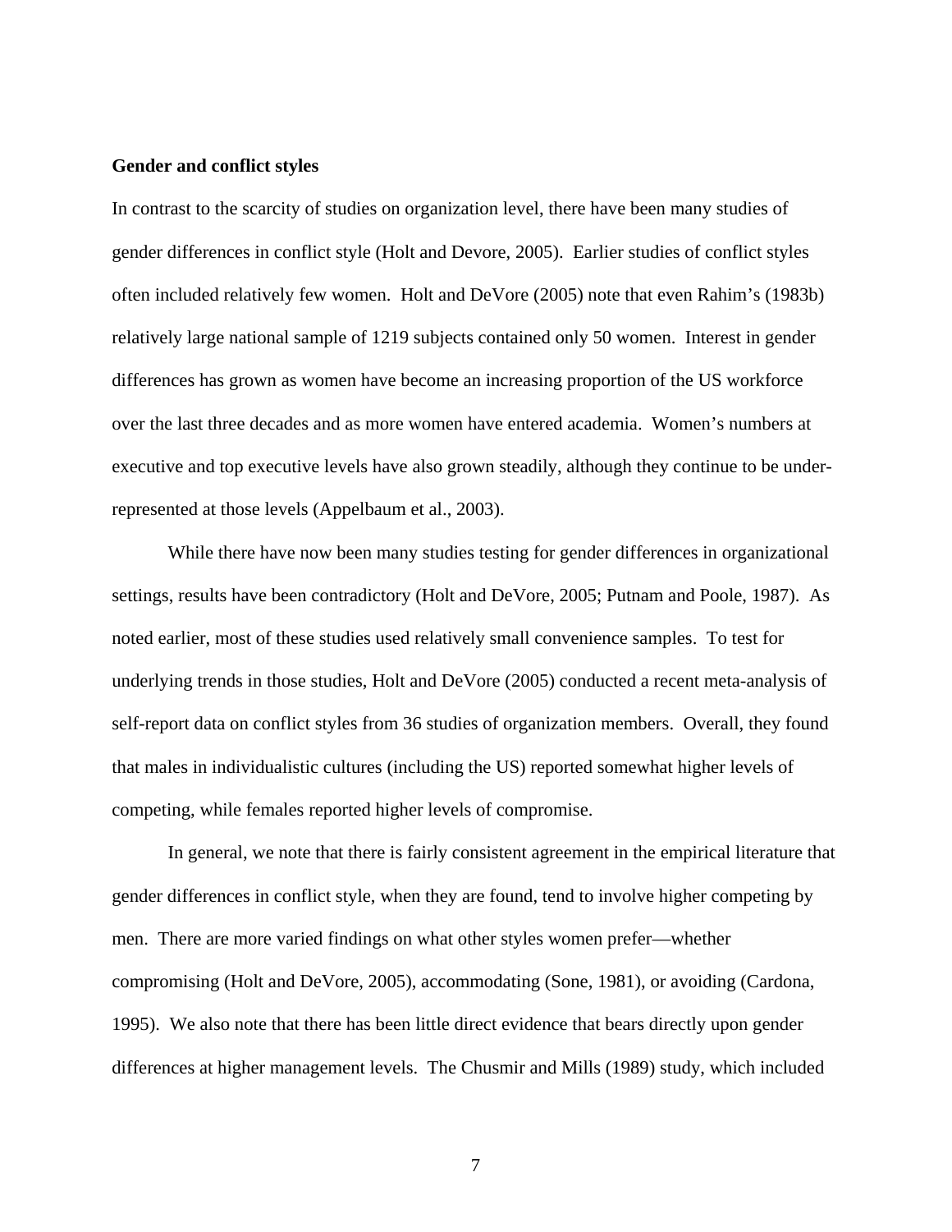**Gender and conflict styles**

In contrast to the scarcity of studies on organization level, there have been many studies of gender differences in conflict style (Holt and Devore, 2005). Earlier studies of conflict styles often included relatively few women. Holt and DeVore (2005) note that even Rahim's (1983b) relatively large national sample of 1219 subjects contained only 50 women. Interest in gender differences has grown as women have become an increasing proportion of the US workforce over the last three decades and as more women have entered academia. Women's numbers at executive and top executive levels have also grown steadily, although they continue to be under-represented at those levels (Appelbaum et al., 2003).

While there have now been many studies testing for gender differences in organizational settings, results have been contradictory (Holt and DeVore, 2005; Putnam and Poole, 1987). As noted earlier, most of these studies used relatively small convenience samples. To test for underlying trends in those studies, Holt and DeVore (2005) conducted a recent meta-analysis of self-report data on conflict styles from 36 studies of organization members. Overall, they found that males in individualistic cultures (including the US) reported somewhat higher levels of competing, while females reported higher levels of compromise.

In general, we note that there is fairly consistent agreement in the empirical literature that gender differences in conflict style, when they are found, tend to involve higher competing by men. There are more varied findings on what other styles women prefer—whether compromising (Holt and DeVore, 2005), accommodating (Sone, 1981), or avoiding (Cardona, 1995). We also note that there has been little direct evidence that bears directly upon gender differences at higher management levels. The Chusmir and Mills (1989) study, which included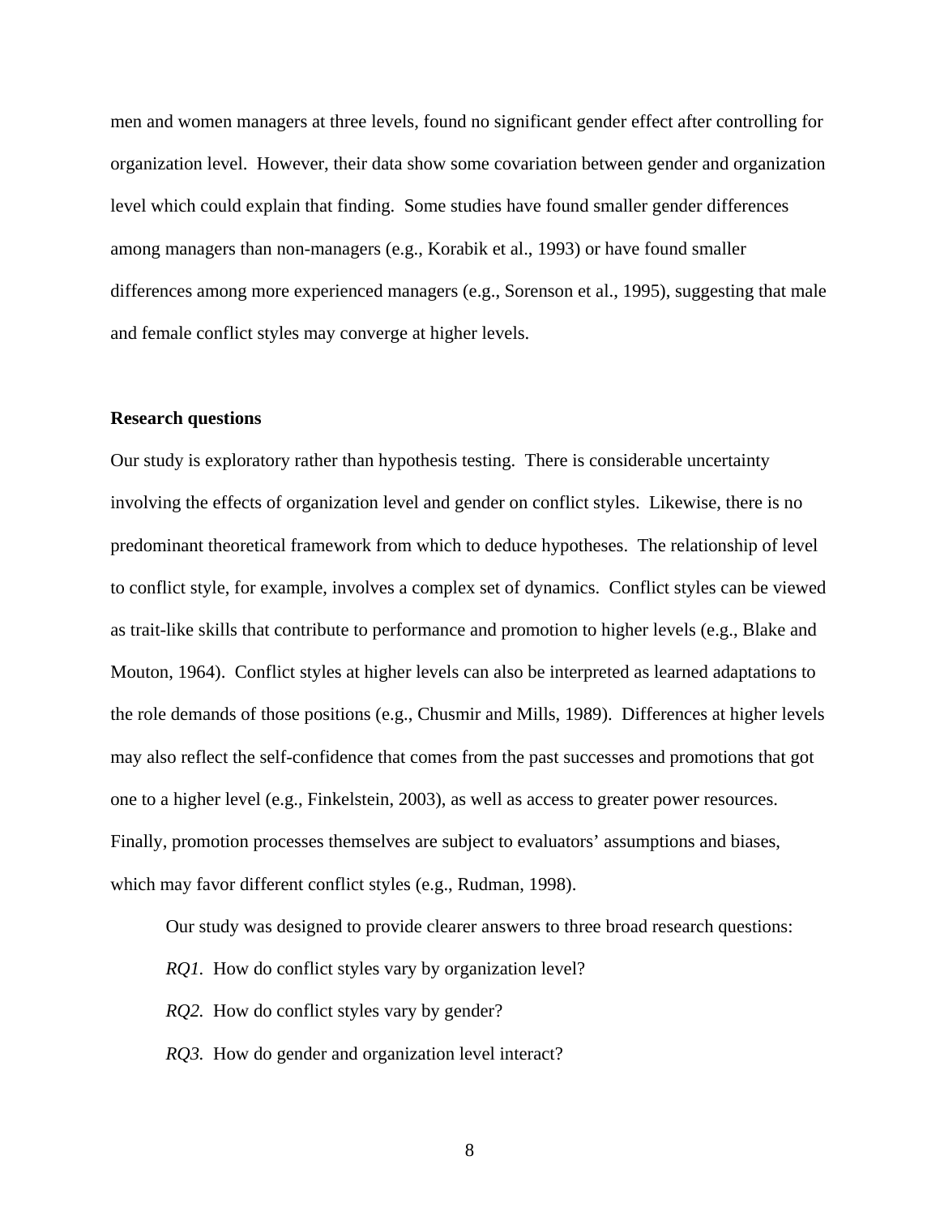men and women managers at three levels, found no significant gender effect after controlling for organization level. However, their data show some covariation between gender and organization level which could explain that finding. Some studies have found smaller gender differences among managers than non-managers (e.g., Korabik et al., 1993) or have found smaller differences among more experienced managers (e.g., Sorenson et al., 1995), suggesting that male and female conflict styles may converge at higher levels.

**Research questions**

Our study is exploratory rather than hypothesis testing. There is considerable uncertainty involving the effects of organization level and gender on conflict styles. Likewise, there is no predominant theoretical framework from which to deduce hypotheses. The relationship of level to conflict style, for example, involves a complex set of dynamics. Conflict styles can be viewed as trait-like skills that contribute to performance and promotion to higher levels (e.g., Blake and Mouton, 1964). Conflict styles at higher levels can also be interpreted as learned adaptations to the role demands of those positions (e.g., Chusmir and Mills, 1989). Differences at higher levels may also reflect the self-confidence that comes from the past successes and promotions that got one to a higher level (e.g., Finkelstein, 2003), as well as access to greater power resources. Finally, promotion processes themselves are subject to evaluators' assumptions and biases, which may favor different conflict styles (e.g., Rudman, 1998).

Our study was designed to provide clearer answers to three broad research questions:

*RQ1.* How do conflict styles vary by organization level?

*RQ2.* How do conflict styles vary by gender?

*RQ3.* How do gender and organization level interact?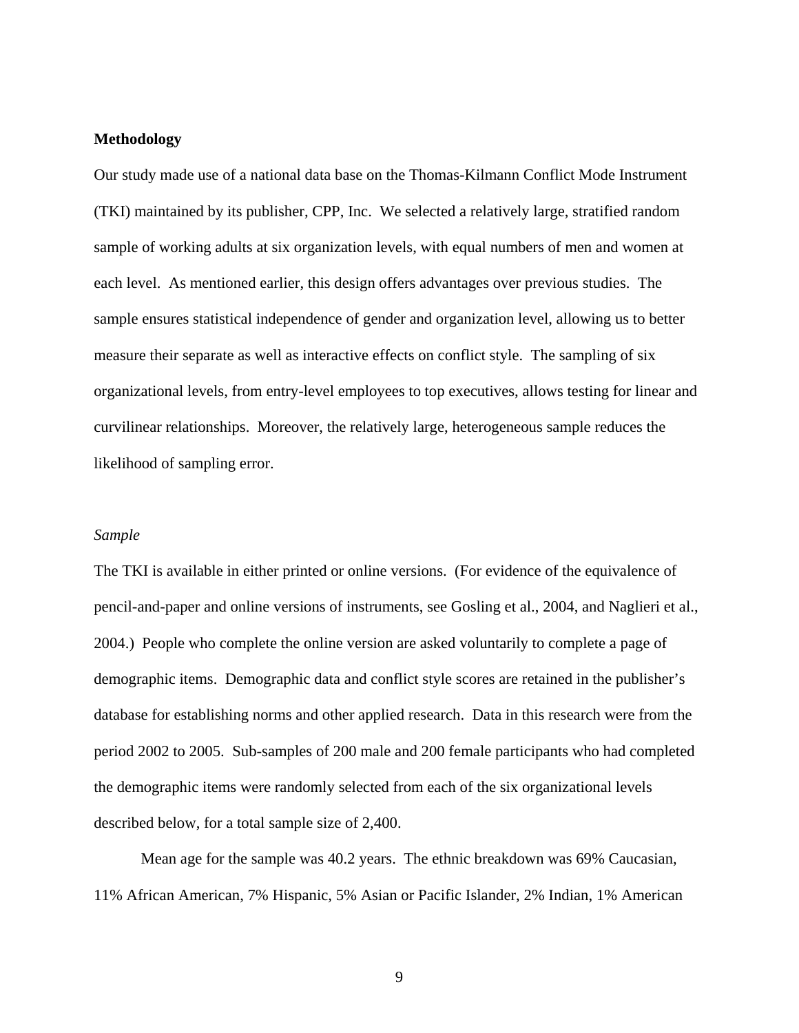**Methodology**

Our study made use of a national data base on the Thomas-Kilmann Conflict Mode Instrument (TKI) maintained by its publisher, CPP, Inc. We selected a relatively large, stratified random sample of working adults at six organization levels, with equal numbers of men and women at each level. As mentioned earlier, this design offers advantages over previous studies. The sample ensures statistical independence of gender and organization level, allowing us to better measure their separate as well as interactive effects on conflict style. The sampling of six organizational levels, from entry-level employees to top executives, allows testing for linear and curvilinear relationships. Moreover, the relatively large, heterogeneous sample reduces the likelihood of sampling error.

*Sample*

The TKI is available in either printed or online versions. (For evidence of the equivalence of pencil-and-paper and online versions of instruments, see Gosling et al., 2004, and Naglieri et al., 2004.) People who complete the online version are asked voluntarily to complete a page of demographic items. Demographic data and conflict style scores are retained in the publisher's database for establishing norms and other applied research. Data in this research were from the period 2002 to 2005. Sub-samples of 200 male and 200 female participants who had completed the demographic items were randomly selected from each of the six organizational levels described below, for a total sample size of 2,400.

Mean age for the sample was 40.2 years. The ethnic breakdown was 69% Caucasian, 11% African American, 7% Hispanic, 5% Asian or Pacific Islander, 2% Indian, 1% American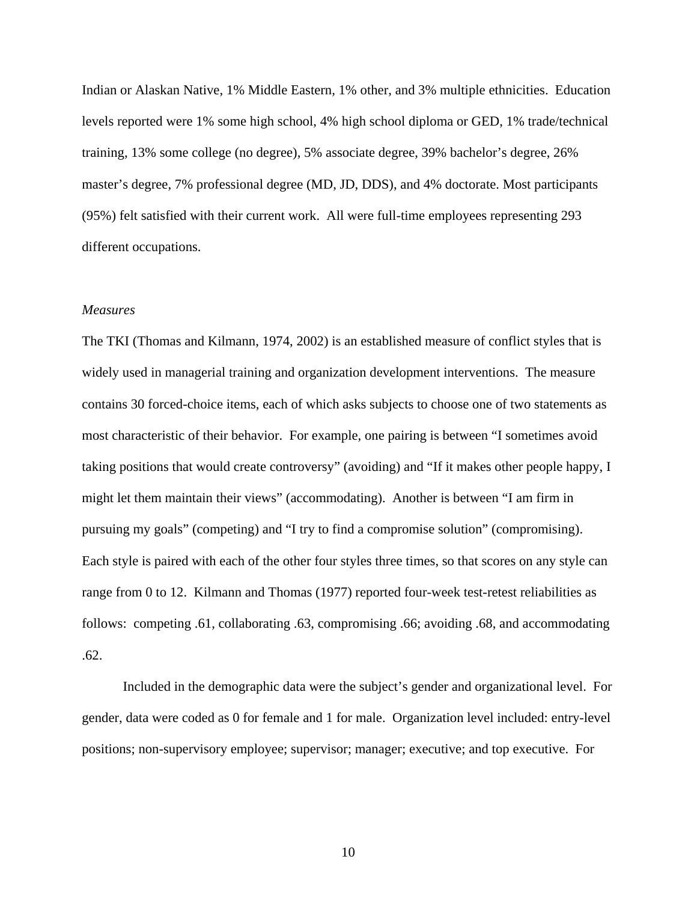Indian or Alaskan Native, 1% Middle Eastern, 1% other, and 3% multiple ethnicities. Education levels reported were 1% some high school, 4% high school diploma or GED, 1% trade/technical training, 13% some college (no degree), 5% associate degree, 39% bachelor's degree, 26% master's degree, 7% professional degree (MD, JD, DDS), and 4% doctorate. Most participants (95%) felt satisfied with their current work. All were full-time employees representing 293 different occupations.

### *Measures*

The TKI (Thomas and Kilmann, 1974, 2002) is an established measure of conflict styles that is widely used in managerial training and organization development interventions. The measure contains 30 forced-choice items, each of which asks subjects to choose one of two statements as most characteristic of their behavior. For example, one pairing is between "I sometimes avoid taking positions that would create controversy" (avoiding) and "If it makes other people happy, I might let them maintain their views" (accommodating). Another is between "I am firm in pursuing my goals" (competing) and "I try to find a compromise solution" (compromising). Each style is paired with each of the other four styles three times, so that scores on any style can range from 0 to 12. Kilmann and Thomas (1977) reported four-week test-retest reliabilities as follows: competing .61, collaborating .63, compromising .66; avoiding .68, and accommodating .62.

Included in the demographic data were the subject's gender and organizational level. For gender, data were coded as 0 for female and 1 for male. Organization level included: entry-level positions; non-supervisory employee; supervisor; manager; executive; and top executive. For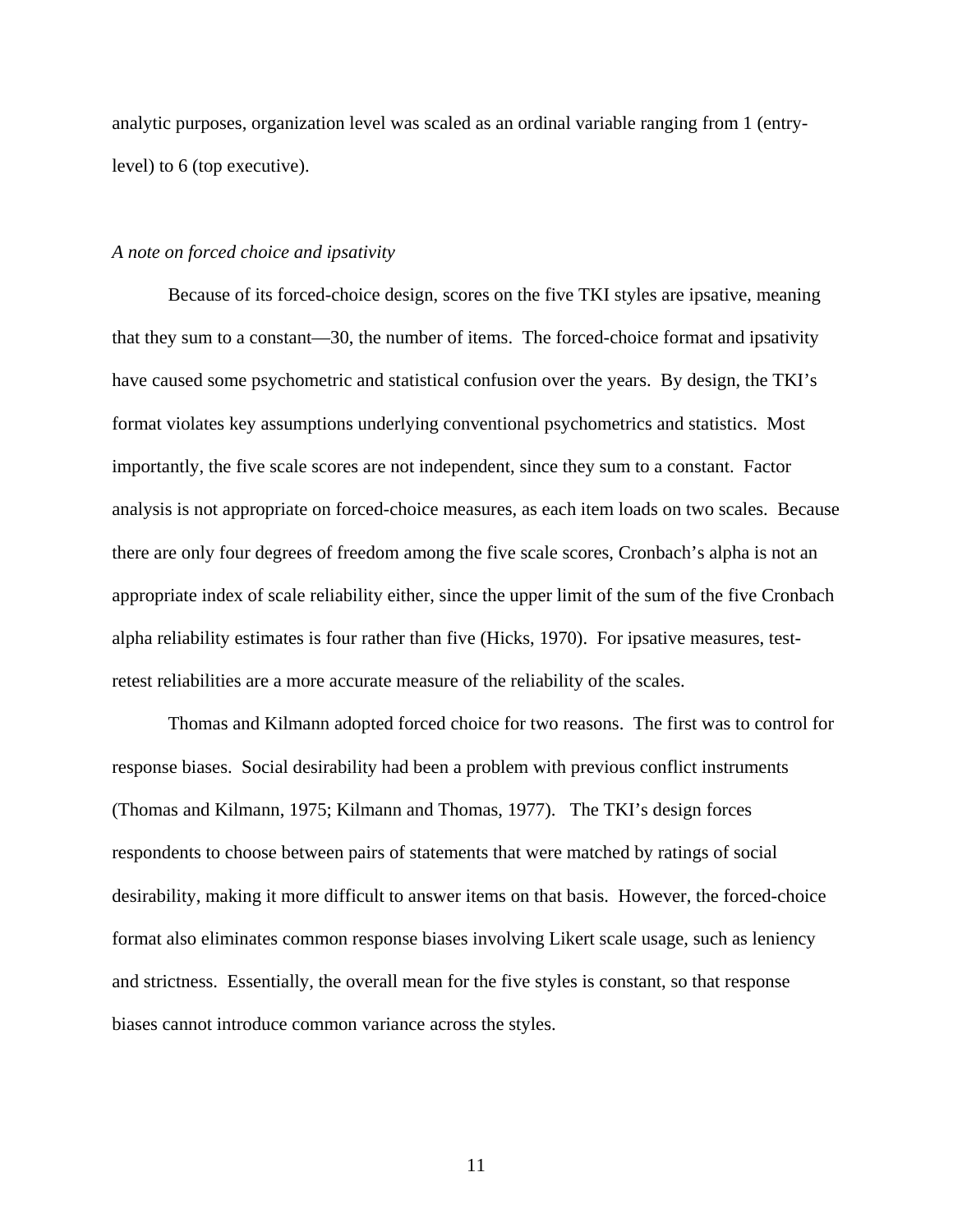analytic purposes, organization level was scaled as an ordinal variable ranging from 1 (entry-level) to 6 (top executive).

### *A note on forced choice and ipsativity*

Because of its forced-choice design, scores on the five TKI styles are ipsative, meaning that they sum to a constant—30, the number of items. The forced-choice format and ipsativity have caused some psychometric and statistical confusion over the years. By design, the TKI's format violates key assumptions underlying conventional psychometrics and statistics. Most importantly, the five scale scores are not independent, since they sum to a constant. Factor analysis is not appropriate on forced-choice measures, as each item loads on two scales. Because there are only four degrees of freedom among the five scale scores, Cronbach's alpha is not an appropriate index of scale reliability either, since the upper limit of the sum of the five Cronbach alpha reliability estimates is four rather than five (Hicks, 1970). For ipsative measures, test-retest reliabilities are a more accurate measure of the reliability of the scales.

Thomas and Kilmann adopted forced choice for two reasons. The first was to control for response biases. Social desirability had been a problem with previous conflict instruments (Thomas and Kilmann, 1975; Kilmann and Thomas, 1977). The TKI's design forces respondents to choose between pairs of statements that were matched by ratings of social desirability, making it more difficult to answer items on that basis. However, the forced-choice format also eliminates common response biases involving Likert scale usage, such as leniency and strictness. Essentially, the overall mean for the five styles is constant, so that response biases cannot introduce common variance across the styles.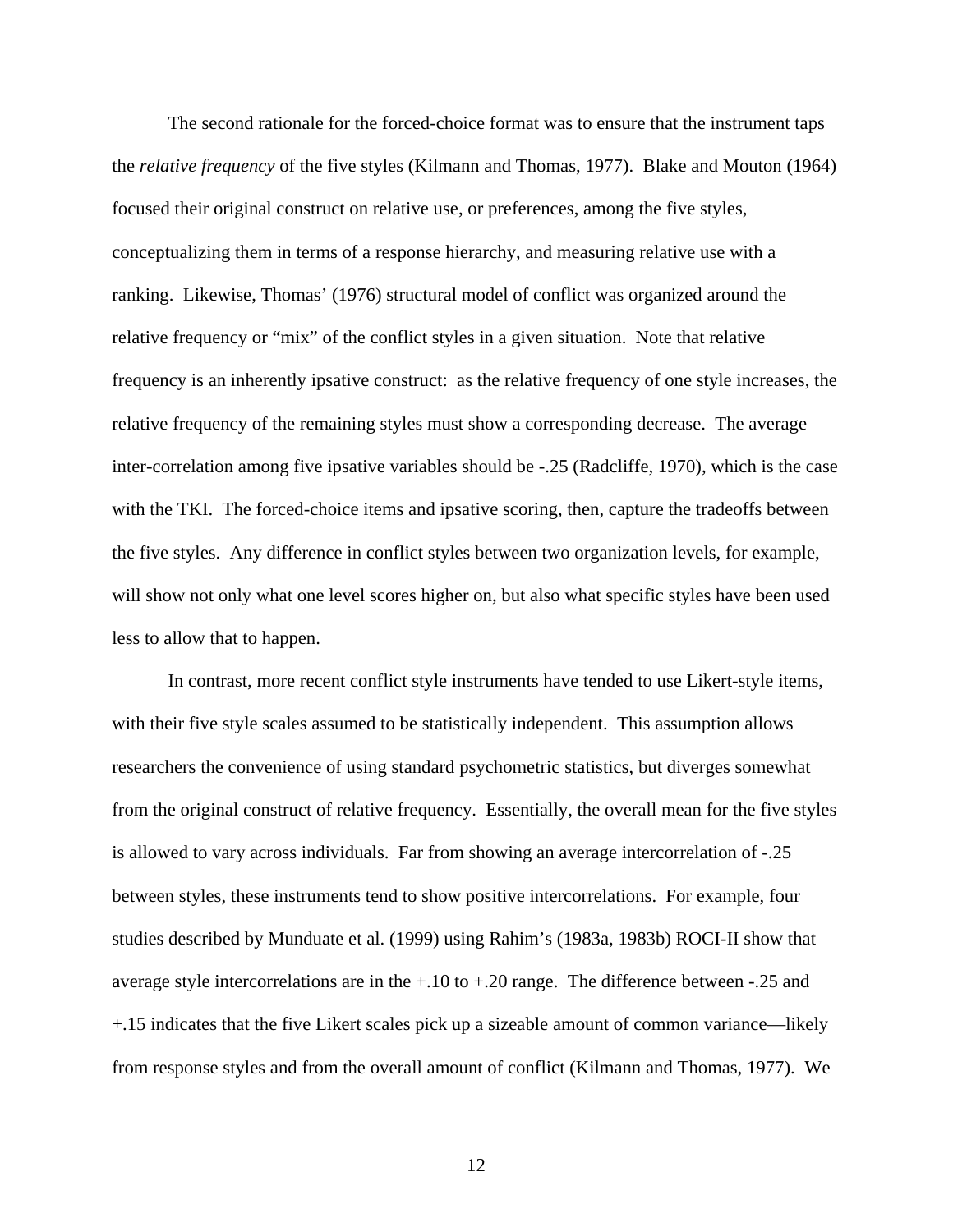The second rationale for the forced-choice format was to ensure that the instrument taps the *relative frequency* of the five styles (Kilmann and Thomas, 1977). Blake and Mouton (1964) focused their original construct on relative use, or preferences, among the five styles, conceptualizing them in terms of a response hierarchy, and measuring relative use with a ranking. Likewise, Thomas' (1976) structural model of conflict was organized around the relative frequency or "mix" of the conflict styles in a given situation. Note that relative frequency is an inherently ipsative construct: as the relative frequency of one style increases, the relative frequency of the remaining styles must show a corresponding decrease. The average inter-correlation among five ipsative variables should be -.25 (Radcliffe, 1970), which is the case with the TKI. The forced-choice items and ipsative scoring, then, capture the tradeoffs between the five styles. Any difference in conflict styles between two organization levels, for example, will show not only what one level scores higher on, but also what specific styles have been used less to allow that to happen.

In contrast, more recent conflict style instruments have tended to use Likert-style items, with their five style scales assumed to be statistically independent. This assumption allows researchers the convenience of using standard psychometric statistics, but diverges somewhat from the original construct of relative frequency. Essentially, the overall mean for the five styles is allowed to vary across individuals. Far from showing an average intercorrelation of -.25 between styles, these instruments tend to show positive intercorrelations. For example, four studies described by Munduate et al. (1999) using Rahim's (1983a, 1983b) ROCI-II show that average style intercorrelations are in the +.10 to +.20 range. The difference between -.25 and +.15 indicates that the five Likert scales pick up a sizeable amount of common variance—likely from response styles and from the overall amount of conflict (Kilmann and Thomas, 1977). We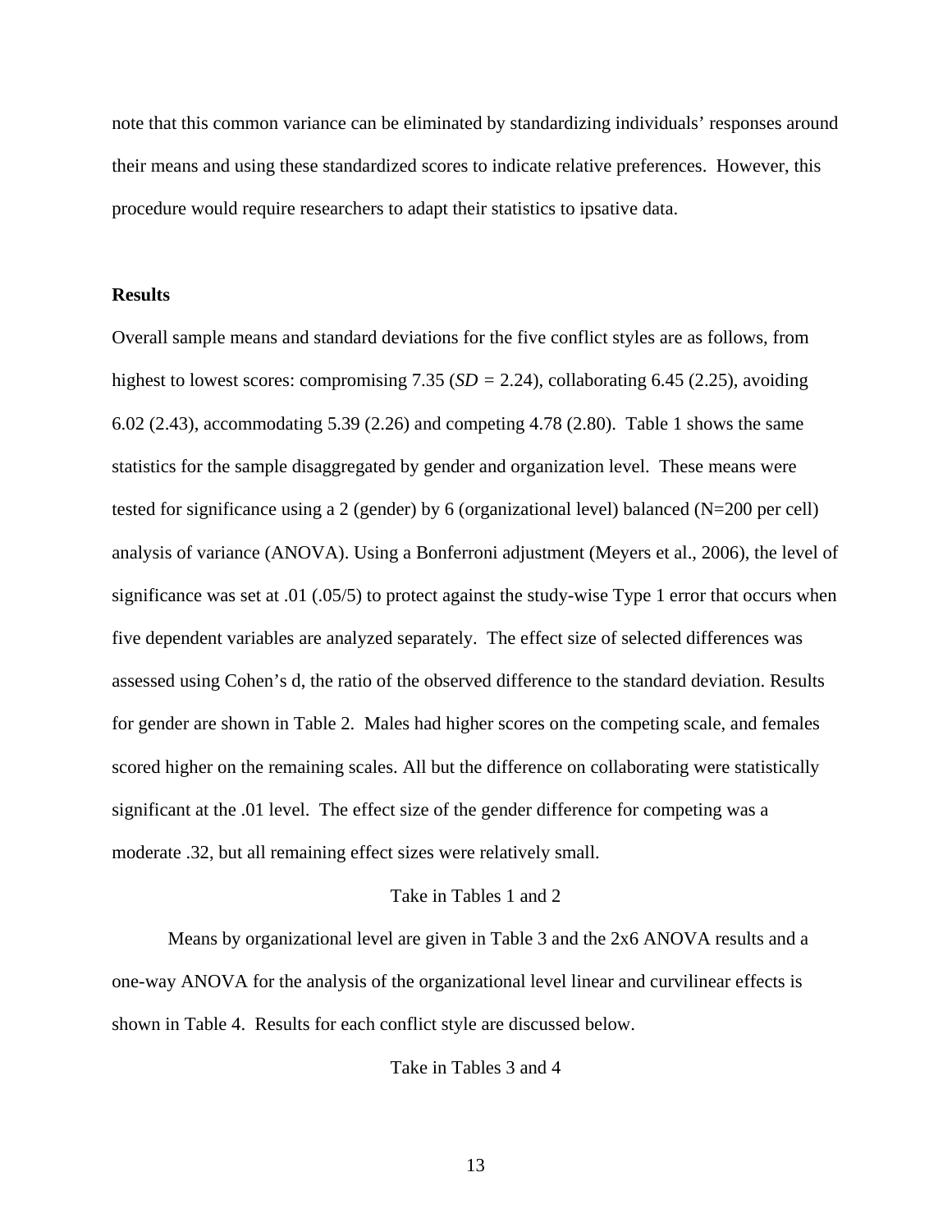note that this common variance can be eliminated by standardizing individuals' responses around their means and using these standardized scores to indicate relative preferences. However, this procedure would require researchers to adapt their statistics to ipsative data.

**Results**

Overall sample means and standard deviations for the five conflict styles are as follows, from highest to lowest scores: compromising 7.35 (*SD* = 2.24), collaborating 6.45 (2.25), avoiding 6.02 (2.43), accommodating 5.39 (2.26) and competing 4.78 (2.80). Table 1 shows the same statistics for the sample disaggregated by gender and organization level. These means were tested for significance using a 2 (gender) by 6 (organizational level) balanced (N=200 per cell) analysis of variance (ANOVA). Using a Bonferroni adjustment (Meyers et al., 2006), the level of significance was set at .01 (.05/5) to protect against the study-wise Type 1 error that occurs when five dependent variables are analyzed separately. The effect size of selected differences was assessed using Cohen's d, the ratio of the observed difference to the standard deviation. Results for gender are shown in Table 2. Males had higher scores on the competing scale, and females scored higher on the remaining scales. All but the difference on collaborating were statistically significant at the .01 level. The effect size of the gender difference for competing was a moderate .32, but all remaining effect sizes were relatively small.

Take in Tables 1 and 2

Means by organizational level are given in Table 3 and the 2x6 ANOVA results and a one-way ANOVA for the analysis of the organizational level linear and curvilinear effects is shown in Table 4. Results for each conflict style are discussed below.

Take in Tables 3 and 4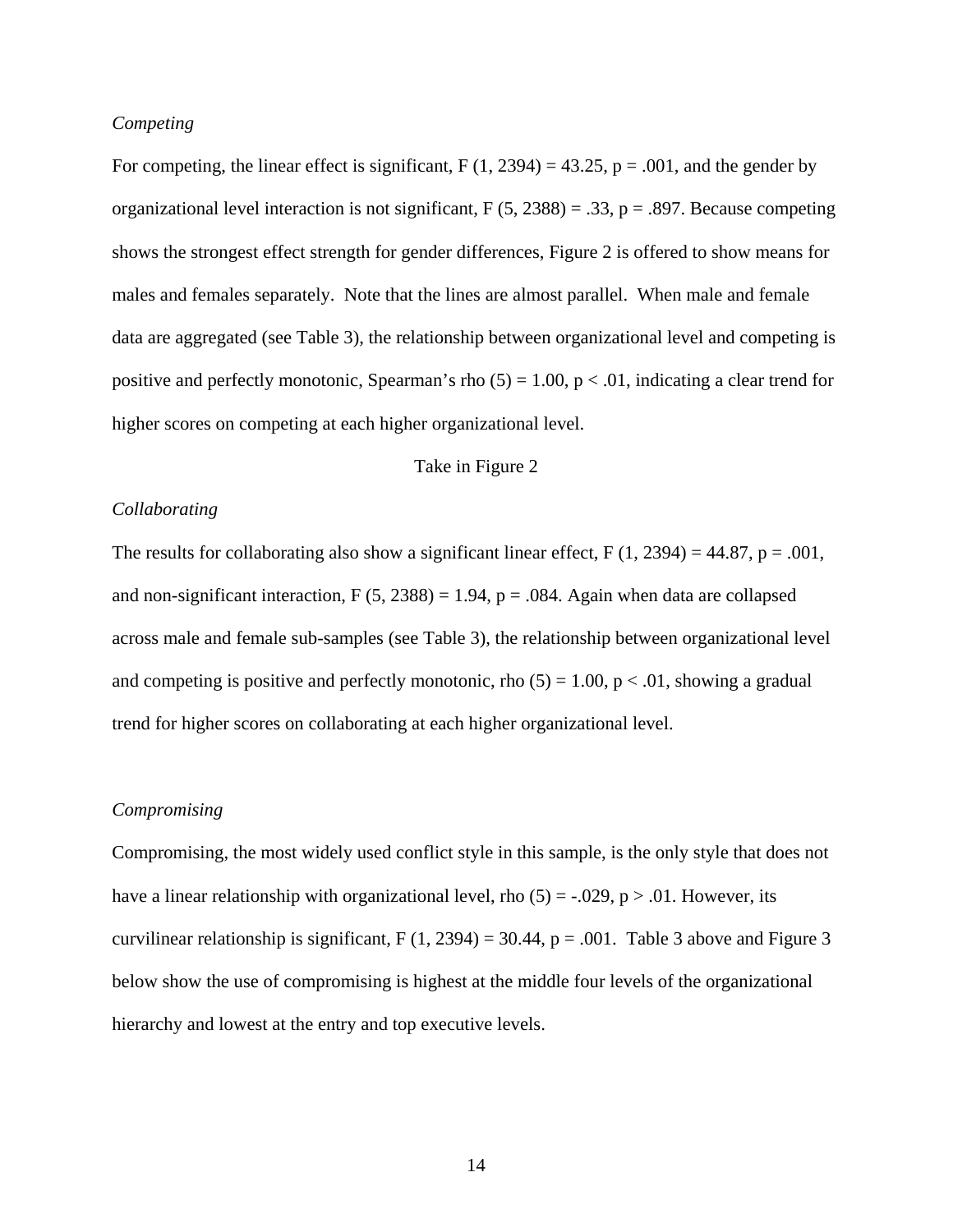*Competing*

For competing, the linear effect is significant, $F(1, 2394) = 43.25$, $p = .001$, and the gender by organizational level interaction is not significant, $F(5, 2388) = .33$, $p = .897$. Because competing shows the strongest effect strength for gender differences, Figure 2 is offered to show means for males and females separately. Note that the lines are almost parallel. When male and female data are aggregated (see Table 3), the relationship between organizational level and competing is positive and perfectly monotonic, Spearman's rho $(5) = 1.00$, $p < .01$, indicating a clear trend for higher scores on competing at each higher organizational level.

Take in Figure 2

*Collaborating*

The results for collaborating also show a significant linear effect, $F(1, 2394) = 44.87$, $p = .001$, and non-significant interaction, $F(5, 2388) = 1.94$, $p = .084$. Again when data are collapsed across male and female sub-samples (see Table 3), the relationship between organizational level and competing is positive and perfectly monotonic, rho $(5) = 1.00$, $p < .01$, showing a gradual trend for higher scores on collaborating at each higher organizational level.

*Compromising*

Compromising, the most widely used conflict style in this sample, is the only style that does not have a linear relationship with organizational level, rho $(5) = -.029$, $p > .01$. However, its curvilinear relationship is significant, $F(1, 2394) = 30.44$, $p = .001$. Table 3 above and Figure 3 below show the use of compromising is highest at the middle four levels of the organizational hierarchy and lowest at the entry and top executive levels.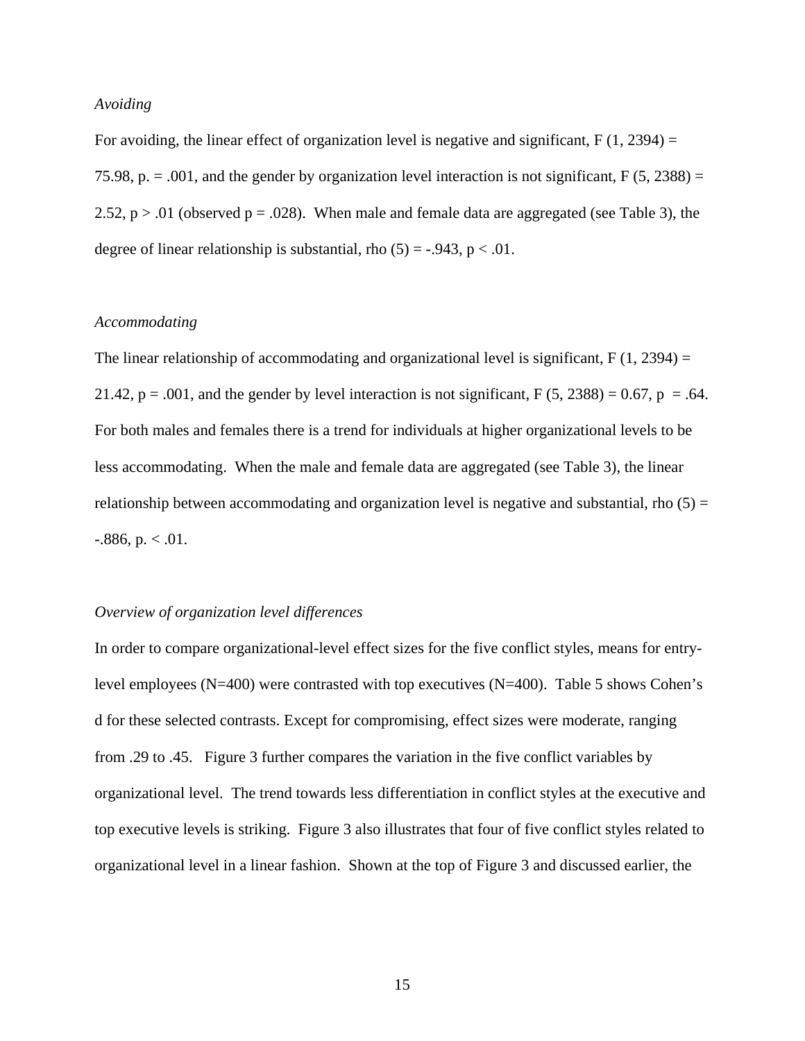*Avoiding*

For avoiding, the linear effect of organization level is negative and significant, $F(1, 2394) = 75.98$, $p. = .001$, and the gender by organization level interaction is not significant, $F(5, 2388) = 2.52$, $p > .01$ (observed $p = .028$). When male and female data are aggregated (see Table 3), the degree of linear relationship is substantial, $rho(5) = -.943$, $p < .01$.

*Accommodating*

The linear relationship of accommodating and organizational level is significant, $F(1, 2394) = 21.42$, $p = .001$, and the gender by level interaction is not significant, $F(5, 2388) = 0.67$, $p = .64$. For both males and females there is a trend for individuals at higher organizational levels to be less accommodating. When the male and female data are aggregated (see Table 3), the linear relationship between accommodating and organization level is negative and substantial, $rho(5) = -.886$, $p. < .01$.

*Overview of organization level differences*

In order to compare organizational-level effect sizes for the five conflict styles, means for entry-level employees (N=400) were contrasted with top executives (N=400). Table 5 shows Cohen's d for these selected contrasts. Except for compromising, effect sizes were moderate, ranging from .29 to .45. Figure 3 further compares the variation in the five conflict variables by organizational level. The trend towards less differentiation in conflict styles at the executive and top executive levels is striking. Figure 3 also illustrates that four of five conflict styles related to organizational level in a linear fashion. Shown at the top of Figure 3 and discussed earlier, the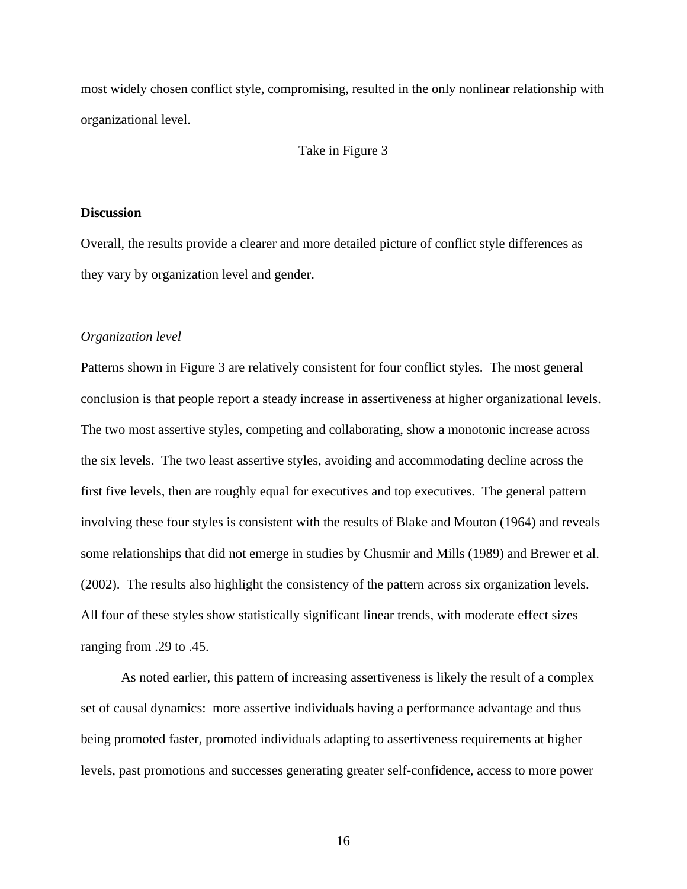most widely chosen conflict style, compromising, resulted in the only nonlinear relationship with organizational level.

Take in Figure 3

**Discussion**

Overall, the results provide a clearer and more detailed picture of conflict style differences as they vary by organization level and gender.

*Organization level*

Patterns shown in Figure 3 are relatively consistent for four conflict styles. The most general conclusion is that people report a steady increase in assertiveness at higher organizational levels. The two most assertive styles, competing and collaborating, show a monotonic increase across the six levels. The two least assertive styles, avoiding and accommodating decline across the first five levels, then are roughly equal for executives and top executives. The general pattern involving these four styles is consistent with the results of Blake and Mouton (1964) and reveals some relationships that did not emerge in studies by Chusmir and Mills (1989) and Brewer et al. (2002). The results also highlight the consistency of the pattern across six organization levels. All four of these styles show statistically significant linear trends, with moderate effect sizes ranging from .29 to .45.

As noted earlier, this pattern of increasing assertiveness is likely the result of a complex set of causal dynamics: more assertive individuals having a performance advantage and thus being promoted faster, promoted individuals adapting to assertiveness requirements at higher levels, past promotions and successes generating greater self-confidence, access to more power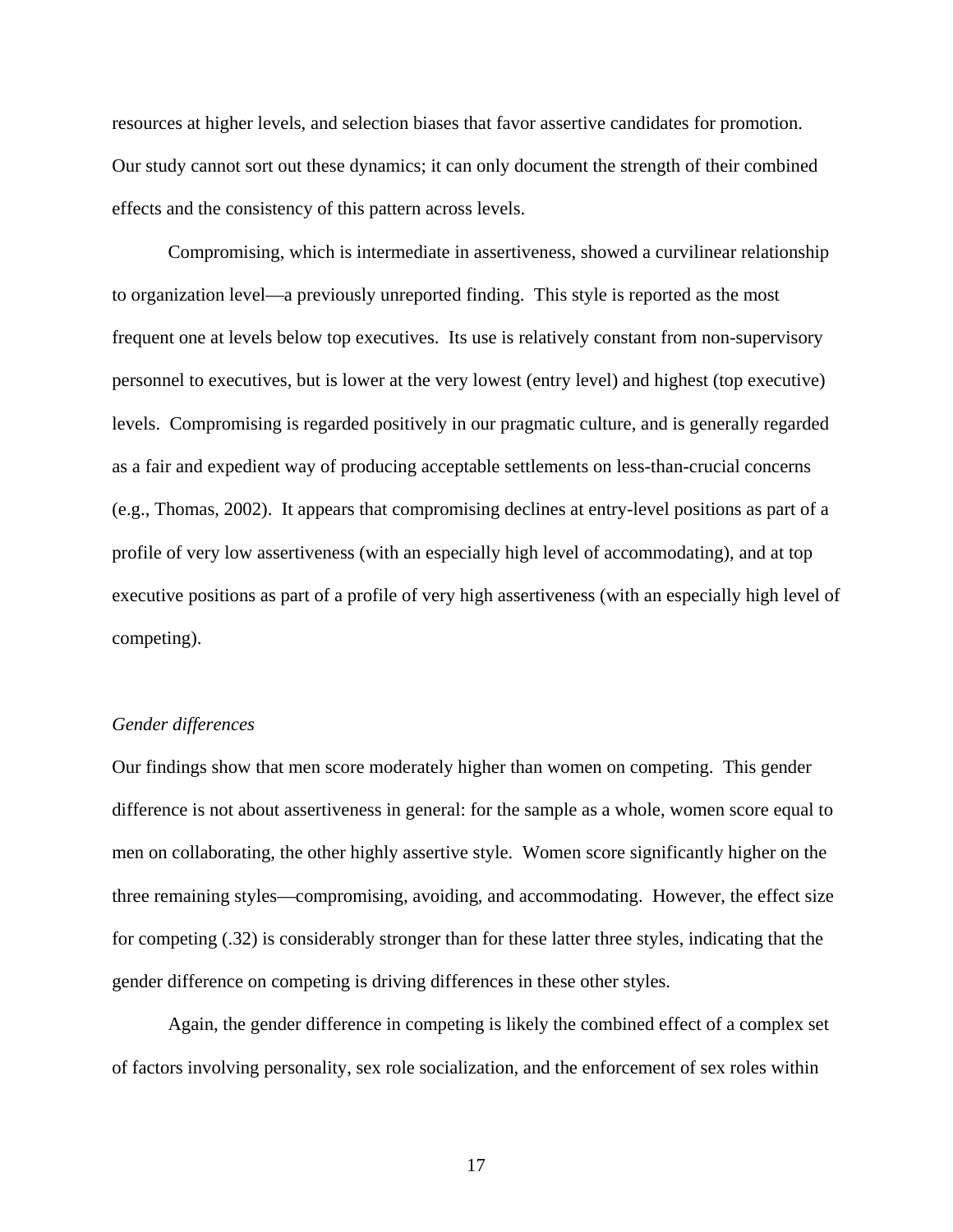resources at higher levels, and selection biases that favor assertive candidates for promotion. Our study cannot sort out these dynamics; it can only document the strength of their combined effects and the consistency of this pattern across levels.

Compromising, which is intermediate in assertiveness, showed a curvilinear relationship to organization level—a previously unreported finding. This style is reported as the most frequent one at levels below top executives. Its use is relatively constant from non-supervisory personnel to executives, but is lower at the very lowest (entry level) and highest (top executive) levels. Compromising is regarded positively in our pragmatic culture, and is generally regarded as a fair and expedient way of producing acceptable settlements on less-than-crucial concerns (e.g., Thomas, 2002). It appears that compromising declines at entry-level positions as part of a profile of very low assertiveness (with an especially high level of accommodating), and at top executive positions as part of a profile of very high assertiveness (with an especially high level of competing).

*Gender differences*

Our findings show that men score moderately higher than women on competing. This gender difference is not about assertiveness in general: for the sample as a whole, women score equal to men on collaborating, the other highly assertive style. Women score significantly higher on the three remaining styles—compromising, avoiding, and accommodating. However, the effect size for competing (.32) is considerably stronger than for these latter three styles, indicating that the gender difference on competing is driving differences in these other styles.

Again, the gender difference in competing is likely the combined effect of a complex set of factors involving personality, sex role socialization, and the enforcement of sex roles within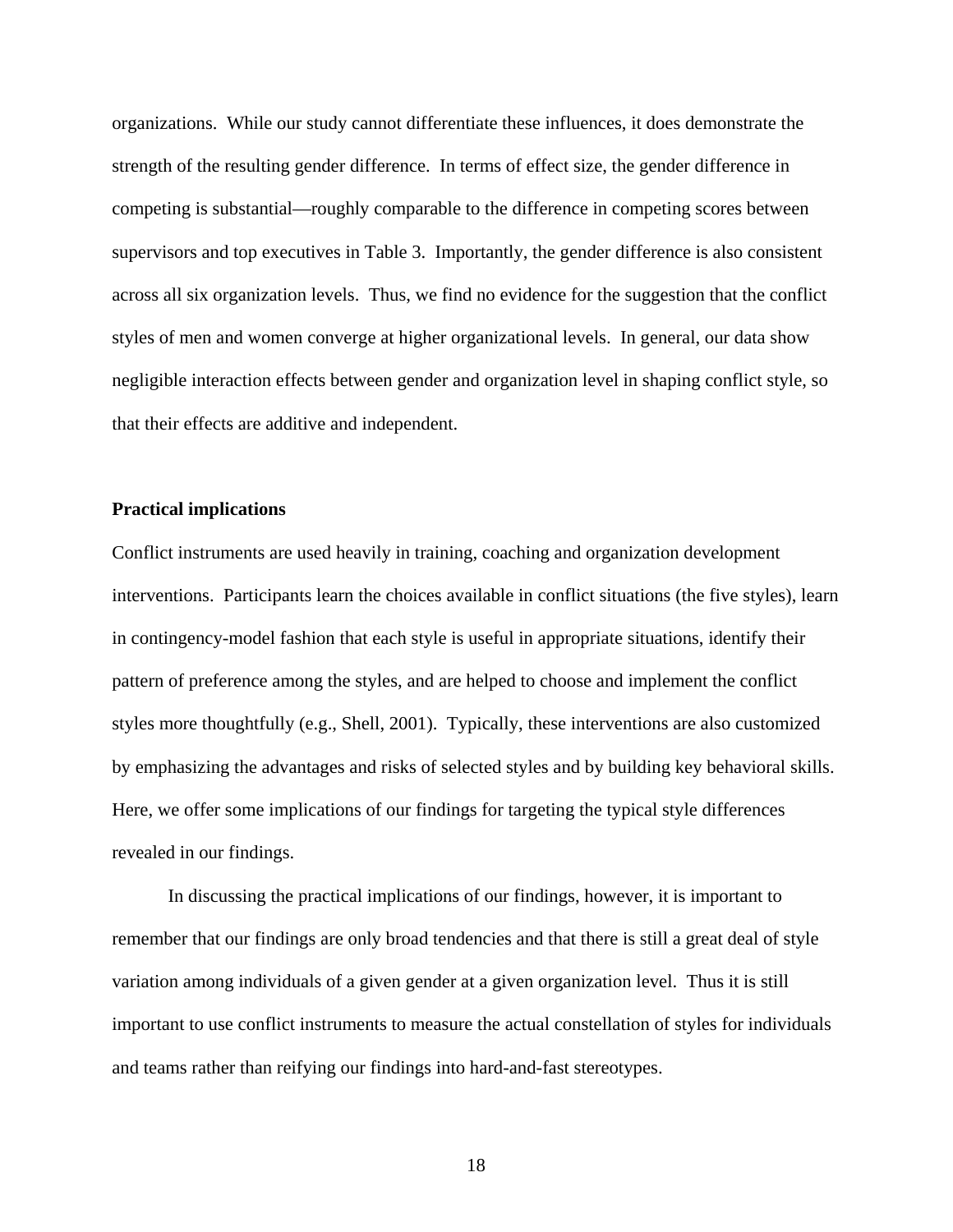organizations. While our study cannot differentiate these influences, it does demonstrate the strength of the resulting gender difference. In terms of effect size, the gender difference in competing is substantial—roughly comparable to the difference in competing scores between supervisors and top executives in Table 3. Importantly, the gender difference is also consistent across all six organization levels. Thus, we find no evidence for the suggestion that the conflict styles of men and women converge at higher organizational levels. In general, our data show negligible interaction effects between gender and organization level in shaping conflict style, so that their effects are additive and independent.

**Practical implications**

Conflict instruments are used heavily in training, coaching and organization development interventions. Participants learn the choices available in conflict situations (the five styles), learn in contingency-model fashion that each style is useful in appropriate situations, identify their pattern of preference among the styles, and are helped to choose and implement the conflict styles more thoughtfully (e.g., Shell, 2001). Typically, these interventions are also customized by emphasizing the advantages and risks of selected styles and by building key behavioral skills. Here, we offer some implications of our findings for targeting the typical style differences revealed in our findings.

In discussing the practical implications of our findings, however, it is important to remember that our findings are only broad tendencies and that there is still a great deal of style variation among individuals of a given gender at a given organization level. Thus it is still important to use conflict instruments to measure the actual constellation of styles for individuals and teams rather than reifying our findings into hard-and-fast stereotypes.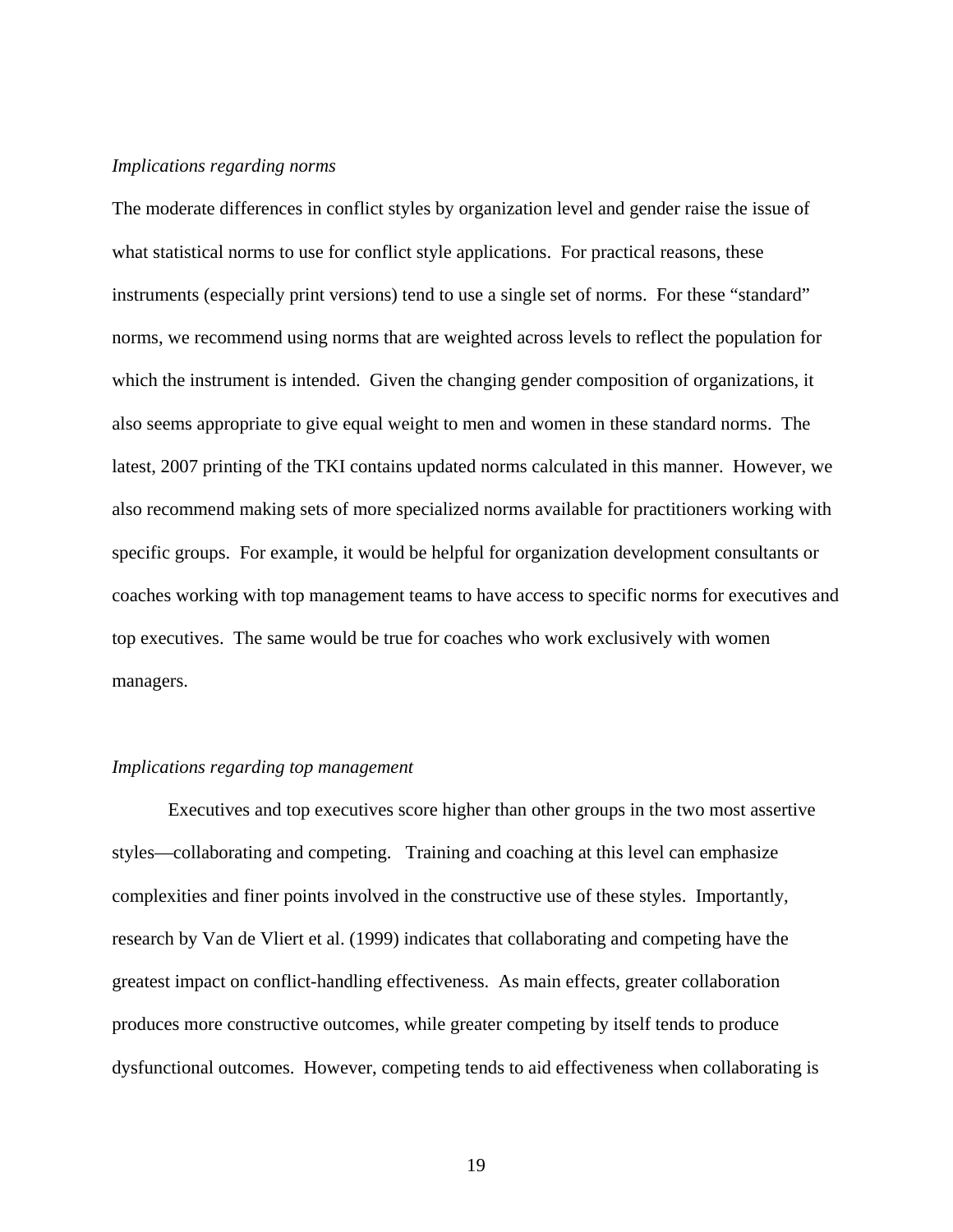*Implications regarding norms*

The moderate differences in conflict styles by organization level and gender raise the issue of what statistical norms to use for conflict style applications. For practical reasons, these instruments (especially print versions) tend to use a single set of norms. For these "standard" norms, we recommend using norms that are weighted across levels to reflect the population for which the instrument is intended. Given the changing gender composition of organizations, it also seems appropriate to give equal weight to men and women in these standard norms. The latest, 2007 printing of the TKI contains updated norms calculated in this manner. However, we also recommend making sets of more specialized norms available for practitioners working with specific groups. For example, it would be helpful for organization development consultants or coaches working with top management teams to have access to specific norms for executives and top executives. The same would be true for coaches who work exclusively with women managers.

*Implications regarding top management*

Executives and top executives score higher than other groups in the two most assertive styles—collaborating and competing. Training and coaching at this level can emphasize complexities and finer points involved in the constructive use of these styles. Importantly, research by Van de Vliert et al. (1999) indicates that collaborating and competing have the greatest impact on conflict-handling effectiveness. As main effects, greater collaboration produces more constructive outcomes, while greater competing by itself tends to produce dysfunctional outcomes. However, competing tends to aid effectiveness when collaborating is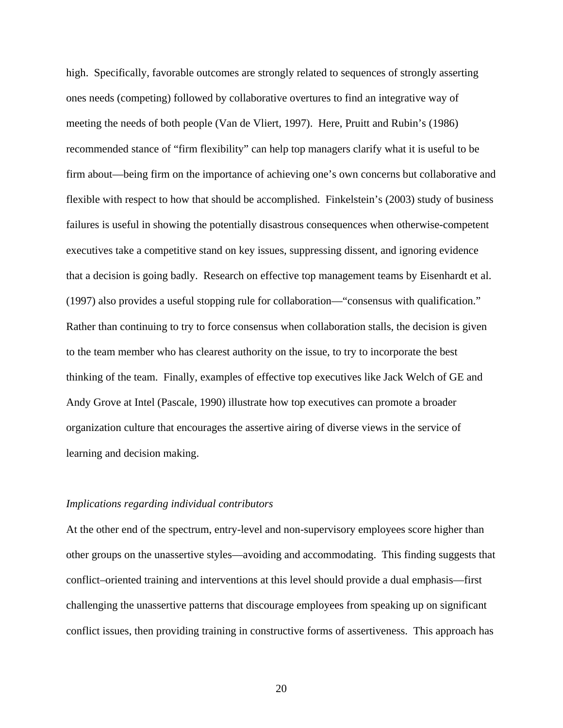high. Specifically, favorable outcomes are strongly related to sequences of strongly asserting ones needs (competing) followed by collaborative overtures to find an integrative way of meeting the needs of both people (Van de Vliert, 1997). Here, Pruitt and Rubin's (1986) recommended stance of "firm flexibility" can help top managers clarify what it is useful to be firm about—being firm on the importance of achieving one's own concerns but collaborative and flexible with respect to how that should be accomplished. Finkelstein's (2003) study of business failures is useful in showing the potentially disastrous consequences when otherwise-competent executives take a competitive stand on key issues, suppressing dissent, and ignoring evidence that a decision is going badly. Research on effective top management teams by Eisenhardt et al. (1997) also provides a useful stopping rule for collaboration—"consensus with qualification." Rather than continuing to try to force consensus when collaboration stalls, the decision is given to the team member who has clearest authority on the issue, to try to incorporate the best thinking of the team. Finally, examples of effective top executives like Jack Welch of GE and Andy Grove at Intel (Pascale, 1990) illustrate how top executives can promote a broader organization culture that encourages the assertive airing of diverse views in the service of learning and decision making.

*Implications regarding individual contributors*

At the other end of the spectrum, entry-level and non-supervisory employees score higher than other groups on the unassertive styles—avoiding and accommodating. This finding suggests that conflict–oriented training and interventions at this level should provide a dual emphasis—first challenging the unassertive patterns that discourage employees from speaking up on significant conflict issues, then providing training in constructive forms of assertiveness. This approach has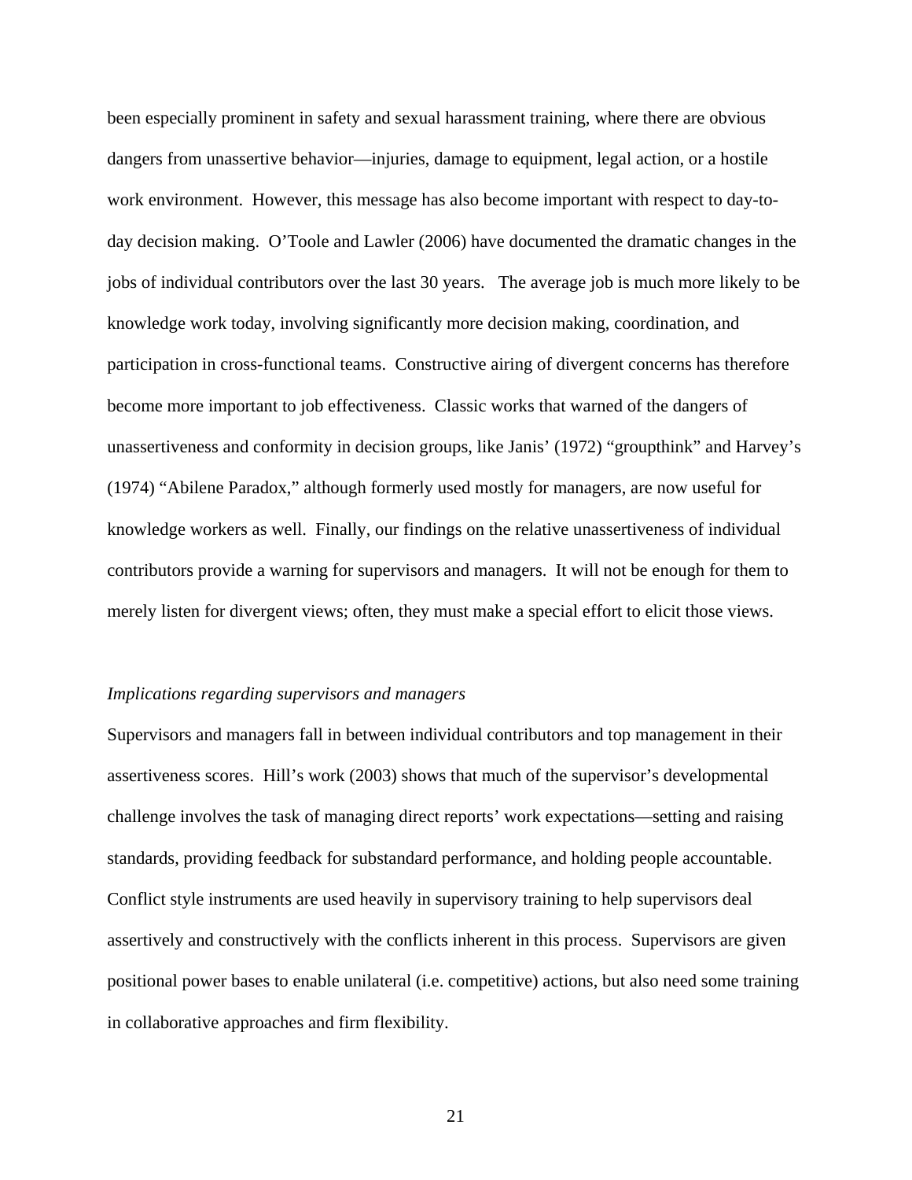been especially prominent in safety and sexual harassment training, where there are obvious dangers from unassertive behavior—injuries, damage to equipment, legal action, or a hostile work environment. However, this message has also become important with respect to day-to-day decision making. O'Toole and Lawler (2006) have documented the dramatic changes in the jobs of individual contributors over the last 30 years. The average job is much more likely to be knowledge work today, involving significantly more decision making, coordination, and participation in cross-functional teams. Constructive airing of divergent concerns has therefore become more important to job effectiveness. Classic works that warned of the dangers of unassertiveness and conformity in decision groups, like Janis' (1972) "groupthink" and Harvey's (1974) "Abilene Paradox," although formerly used mostly for managers, are now useful for knowledge workers as well. Finally, our findings on the relative unassertiveness of individual contributors provide a warning for supervisors and managers. It will not be enough for them to merely listen for divergent views; often, they must make a special effort to elicit those views.

*Implications regarding supervisors and managers*

Supervisors and managers fall in between individual contributors and top management in their assertiveness scores. Hill's work (2003) shows that much of the supervisor's developmental challenge involves the task of managing direct reports' work expectations—setting and raising standards, providing feedback for substandard performance, and holding people accountable. Conflict style instruments are used heavily in supervisory training to help supervisors deal assertively and constructively with the conflicts inherent in this process. Supervisors are given positional power bases to enable unilateral (i.e. competitive) actions, but also need some training in collaborative approaches and firm flexibility.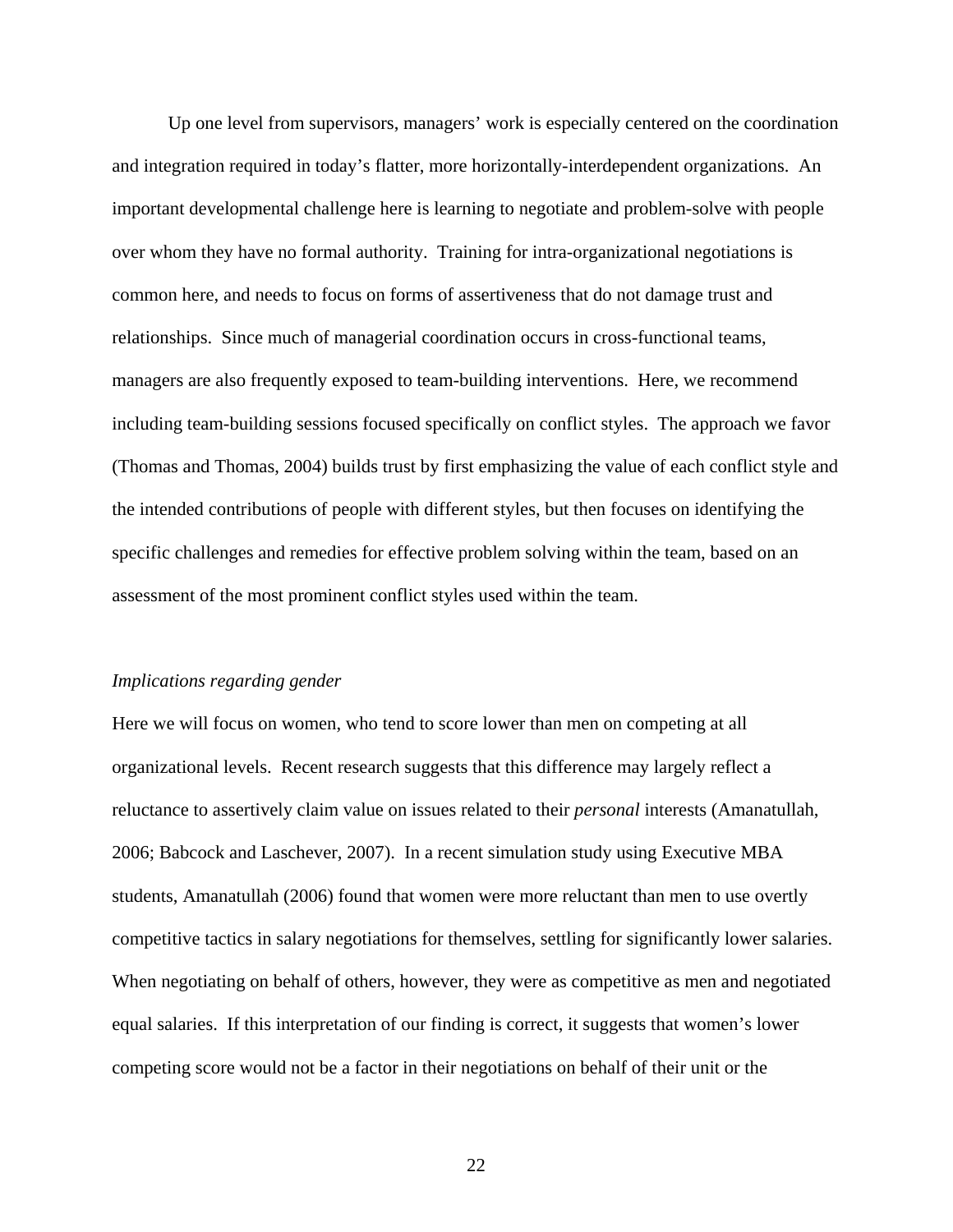Up one level from supervisors, managers' work is especially centered on the coordination and integration required in today's flatter, more horizontally-interdependent organizations. An important developmental challenge here is learning to negotiate and problem-solve with people over whom they have no formal authority. Training for intra-organizational negotiations is common here, and needs to focus on forms of assertiveness that do not damage trust and relationships. Since much of managerial coordination occurs in cross-functional teams, managers are also frequently exposed to team-building interventions. Here, we recommend including team-building sessions focused specifically on conflict styles. The approach we favor (Thomas and Thomas, 2004) builds trust by first emphasizing the value of each conflict style and the intended contributions of people with different styles, but then focuses on identifying the specific challenges and remedies for effective problem solving within the team, based on an assessment of the most prominent conflict styles used within the team.

*Implications regarding gender*

Here we will focus on women, who tend to score lower than men on competing at all organizational levels. Recent research suggests that this difference may largely reflect a reluctance to assertively claim value on issues related to their *personal* interests (Amanatullah, 2006; Babcock and Laschever, 2007). In a recent simulation study using Executive MBA students, Amanatullah (2006) found that women were more reluctant than men to use overtly competitive tactics in salary negotiations for themselves, settling for significantly lower salaries. When negotiating on behalf of others, however, they were as competitive as men and negotiated equal salaries. If this interpretation of our finding is correct, it suggests that women's lower competing score would not be a factor in their negotiations on behalf of their unit or the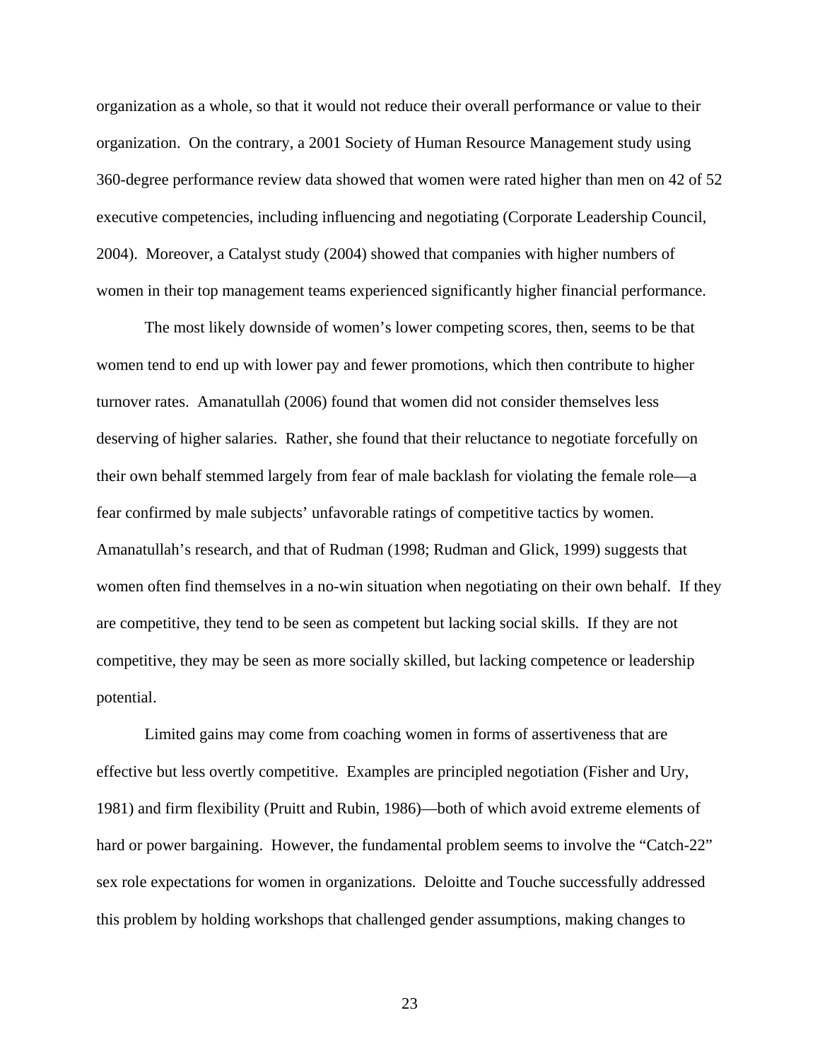organization as a whole, so that it would not reduce their overall performance or value to their organization. On the contrary, a 2001 Society of Human Resource Management study using 360-degree performance review data showed that women were rated higher than men on 42 of 52 executive competencies, including influencing and negotiating (Corporate Leadership Council, 2004). Moreover, a Catalyst study (2004) showed that companies with higher numbers of women in their top management teams experienced significantly higher financial performance.

The most likely downside of women's lower competing scores, then, seems to be that women tend to end up with lower pay and fewer promotions, which then contribute to higher turnover rates. Amanatullah (2006) found that women did not consider themselves less deserving of higher salaries. Rather, she found that their reluctance to negotiate forcefully on their own behalf stemmed largely from fear of male backlash for violating the female role—a fear confirmed by male subjects' unfavorable ratings of competitive tactics by women. Amanatullah's research, and that of Rudman (1998; Rudman and Glick, 1999) suggests that women often find themselves in a no-win situation when negotiating on their own behalf. If they are competitive, they tend to be seen as competent but lacking social skills. If they are not competitive, they may be seen as more socially skilled, but lacking competence or leadership potential.

Limited gains may come from coaching women in forms of assertiveness that are effective but less overtly competitive. Examples are principled negotiation (Fisher and Ury, 1981) and firm flexibility (Pruitt and Rubin, 1986)—both of which avoid extreme elements of hard or power bargaining. However, the fundamental problem seems to involve the "Catch-22" sex role expectations for women in organizations. Deloitte and Touche successfully addressed this problem by holding workshops that challenged gender assumptions, making changes to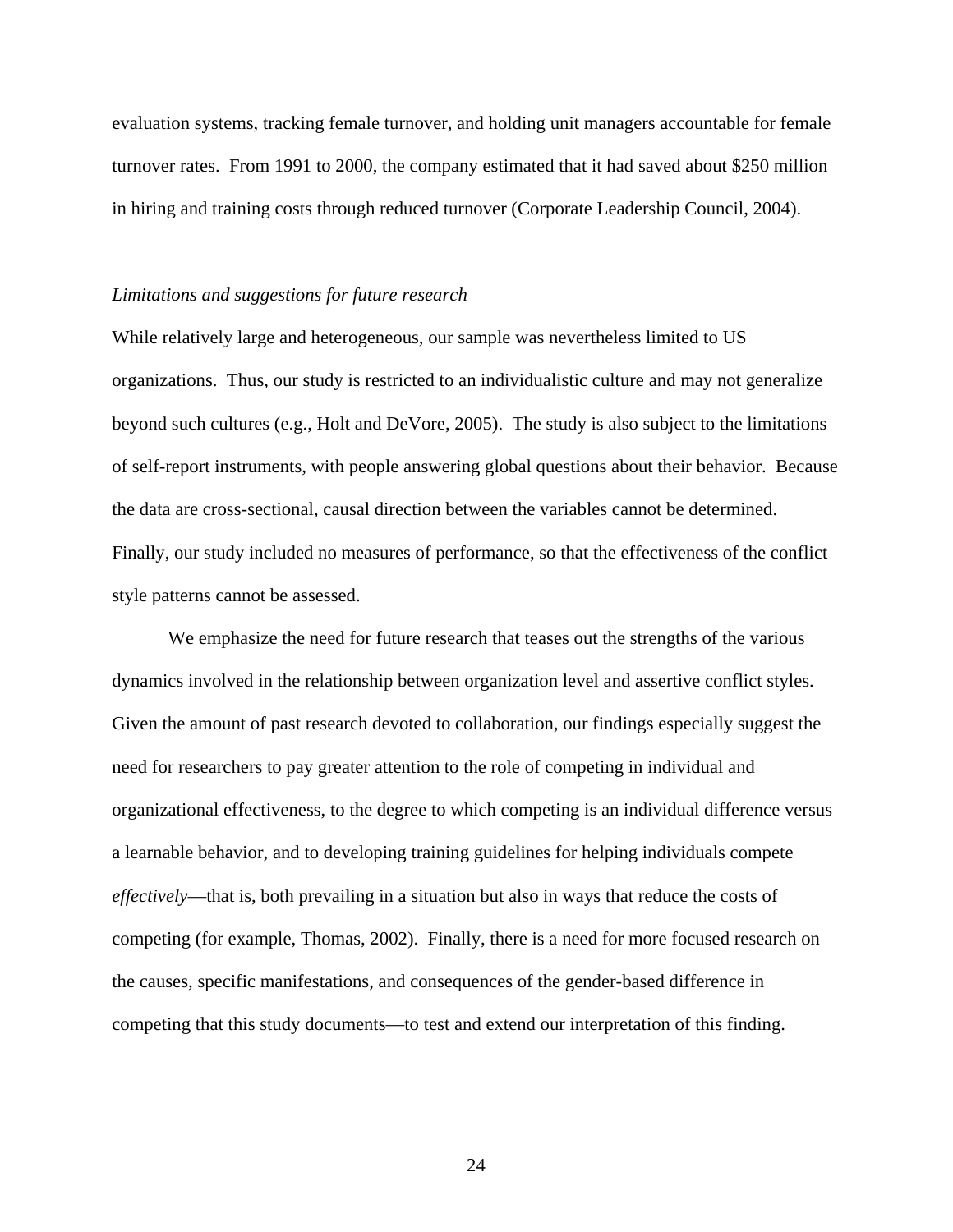evaluation systems, tracking female turnover, and holding unit managers accountable for female turnover rates. From 1991 to 2000, the company estimated that it had saved about $250 million in hiring and training costs through reduced turnover (Corporate Leadership Council, 2004).

*Limitations and suggestions for future research*

While relatively large and heterogeneous, our sample was nevertheless limited to US organizations. Thus, our study is restricted to an individualistic culture and may not generalize beyond such cultures (e.g., Holt and DeVore, 2005). The study is also subject to the limitations of self-report instruments, with people answering global questions about their behavior. Because the data are cross-sectional, causal direction between the variables cannot be determined. Finally, our study included no measures of performance, so that the effectiveness of the conflict style patterns cannot be assessed.

We emphasize the need for future research that teases out the strengths of the various dynamics involved in the relationship between organization level and assertive conflict styles. Given the amount of past research devoted to collaboration, our findings especially suggest the need for researchers to pay greater attention to the role of competing in individual and organizational effectiveness, to the degree to which competing is an individual difference versus a learnable behavior, and to developing training guidelines for helping individuals compete *effectively*—that is, both prevailing in a situation but also in ways that reduce the costs of competing (for example, Thomas, 2002). Finally, there is a need for more focused research on the causes, specific manifestations, and consequences of the gender-based difference in competing that this study documents—to test and extend our interpretation of this finding.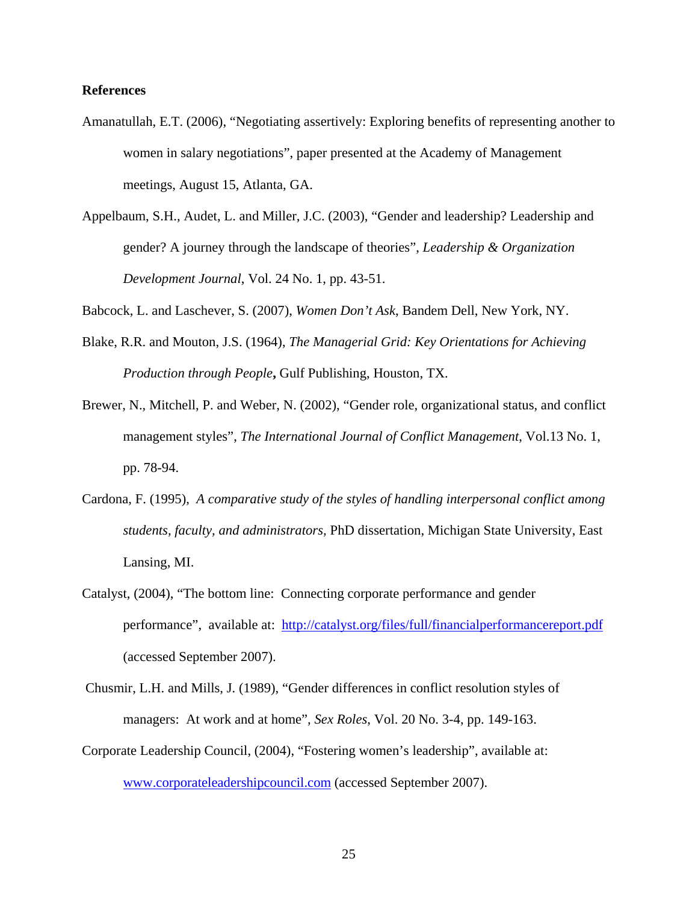**References**

Amanatullah, E.T. (2006), "Negotiating assertively: Exploring benefits of representing another to women in salary negotiations", paper presented at the Academy of Management meetings, August 15, Atlanta, GA.

Appelbaum, S.H., Audet, L. and Miller, J.C. (2003), "Gender and leadership? Leadership and gender? A journey through the landscape of theories", *Leadership & Organization Development Journal*, Vol. 24 No. 1, pp. 43-51.

Babcock, L. and Laschever, S. (2007), *Women Don't Ask*, Bandem Dell, New York, NY.

Blake, R.R. and Mouton, J.S. (1964), *The Managerial Grid: Key Orientations for Achieving Production through People***,** Gulf Publishing, Houston, TX.

Brewer, N., Mitchell, P. and Weber, N. (2002), "Gender role, organizational status, and conflict management styles", *The International Journal of Conflict Management*, Vol.13 No. 1, pp. 78-94.

Cardona, F. (1995), *A comparative study of the styles of handling interpersonal conflict among students, faculty, and administrators,* PhD dissertation, Michigan State University, East Lansing, MI.

Catalyst, (2004), "The bottom line: Connecting corporate performance and gender performance", available at: http://catalyst.org/files/full/financialperformancereport.pdf (accessed September 2007).

Chusmir, L.H. and Mills, J. (1989), "Gender differences in conflict resolution styles of managers: At work and at home", *Sex Roles*, Vol. 20 No. 3-4, pp. 149-163.

Corporate Leadership Council, (2004), "Fostering women's leadership", available at: www.corporateleadershipcouncil.com (accessed September 2007).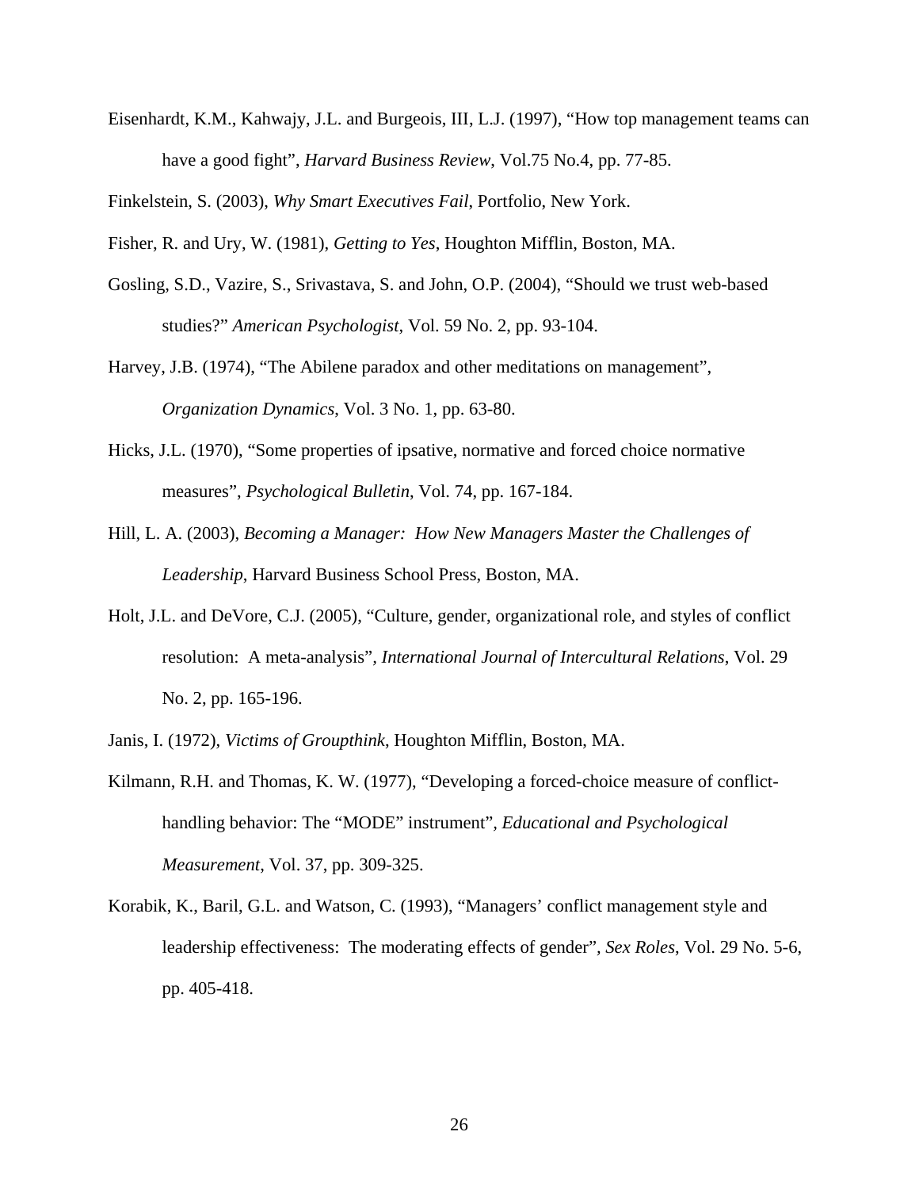Eisenhardt, K.M., Kahwajy, J.L. and Burgeois, III, L.J. (1997), "How top management teams can have a good fight", *Harvard Business Review*, Vol.75 No.4, pp. 77-85.

Finkelstein, S. (2003), *Why Smart Executives Fail*, Portfolio, New York.

Fisher, R. and Ury, W. (1981), *Getting to Yes*, Houghton Mifflin, Boston, MA.

Gosling, S.D., Vazire, S., Srivastava, S. and John, O.P. (2004), "Should we trust web-based studies?" *American Psychologist*, Vol. 59 No. 2, pp. 93-104.

Harvey, J.B. (1974), "The Abilene paradox and other meditations on management", *Organization Dynamics*, Vol. 3 No. 1, pp. 63-80.

Hicks, J.L. (1970), "Some properties of ipsative, normative and forced choice normative measures", *Psychological Bulletin*, Vol. 74, pp. 167-184.

Hill, L. A. (2003), *Becoming a Manager: How New Managers Master the Challenges of Leadership*, Harvard Business School Press, Boston, MA.

Holt, J.L. and DeVore, C.J. (2005), "Culture, gender, organizational role, and styles of conflict resolution: A meta-analysis", *International Journal of Intercultural Relations*, Vol. 29 No. 2, pp. 165-196.

Janis, I. (1972), *Victims of Groupthink*, Houghton Mifflin, Boston, MA.

Kilmann, R.H. and Thomas, K. W. (1977), "Developing a forced-choice measure of conflict-handling behavior: The "MODE" instrument", *Educational and Psychological Measurement*, Vol. 37, pp. 309-325.

Korabik, K., Baril, G.L. and Watson, C. (1993), "Managers' conflict management style and leadership effectiveness: The moderating effects of gender", *Sex Roles*, Vol. 29 No. 5-6, pp. 405-418.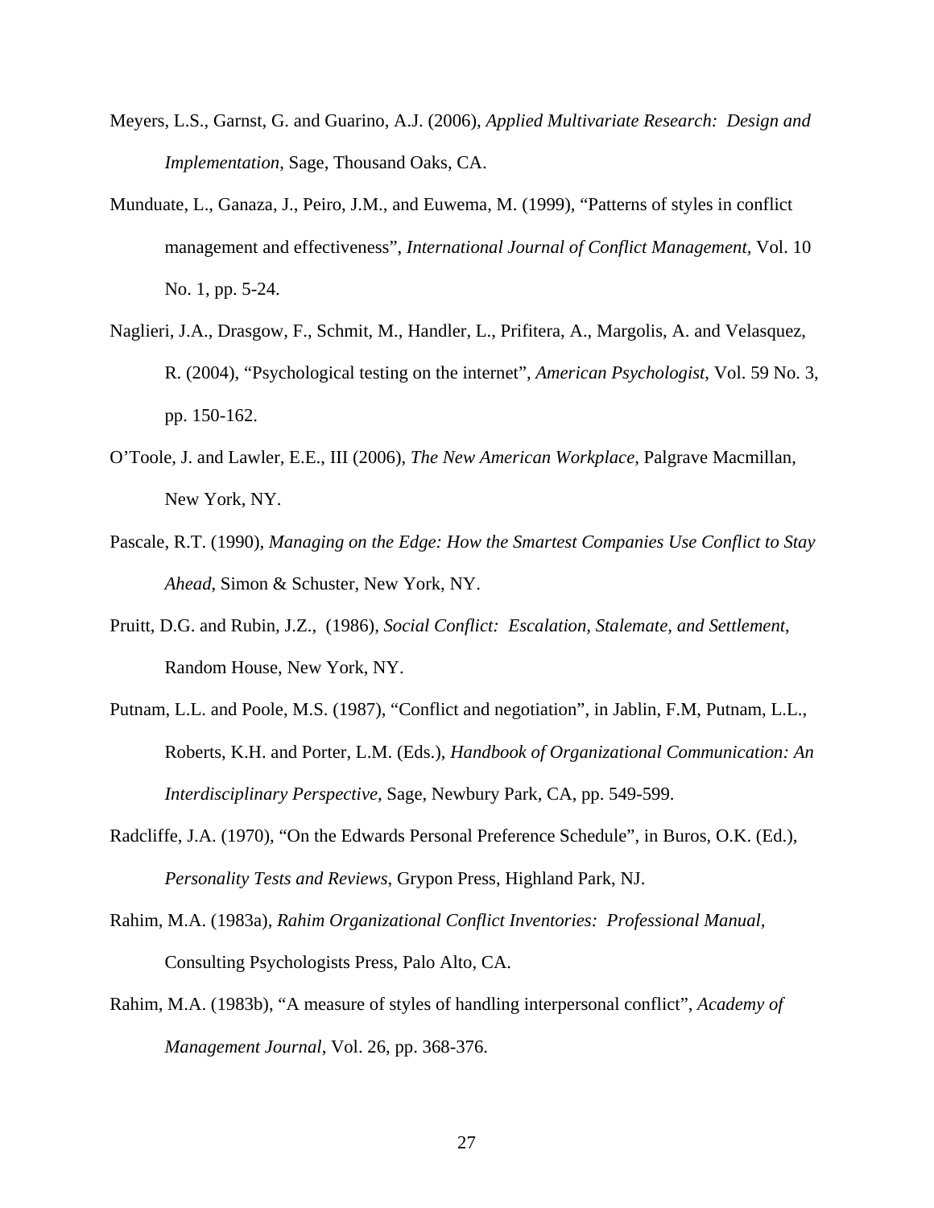Meyers, L.S., Garnst, G. and Guarino, A.J. (2006), *Applied Multivariate Research: Design and Implementation*, Sage, Thousand Oaks, CA.

Munduate, L., Ganaza, J., Peiro, J.M., and Euwema, M. (1999), "Patterns of styles in conflict management and effectiveness", *International Journal of Conflict Management*, Vol. 10 No. 1, pp. 5-24.

Naglieri, J.A., Drasgow, F., Schmit, M., Handler, L., Prifitera, A., Margolis, A. and Velasquez, R. (2004), "Psychological testing on the internet", *American Psychologist*, Vol. 59 No. 3, pp. 150-162.

O'Toole, J. and Lawler, E.E., III (2006), *The New American Workplace,* Palgrave Macmillan, New York, NY.

Pascale, R.T. (1990), *Managing on the Edge: How the Smartest Companies Use Conflict to Stay Ahead*, Simon & Schuster, New York, NY.

Pruitt, D.G. and Rubin, J.Z., (1986), *Social Conflict: Escalation, Stalemate, and Settlement*, Random House, New York, NY.

Putnam, L.L. and Poole, M.S. (1987), "Conflict and negotiation", in Jablin, F.M, Putnam, L.L., Roberts, K.H. and Porter, L.M. (Eds.), *Handbook of Organizational Communication: An Interdisciplinary Perspective*, Sage, Newbury Park, CA, pp. 549-599.

Radcliffe, J.A. (1970), "On the Edwards Personal Preference Schedule", in Buros, O.K. (Ed.), *Personality Tests and Reviews*, Grypon Press, Highland Park, NJ.

Rahim, M.A. (1983a), *Rahim Organizational Conflict Inventories: Professional Manual*, Consulting Psychologists Press, Palo Alto, CA.

Rahim, M.A. (1983b), "A measure of styles of handling interpersonal conflict", *Academy of Management Journal*, Vol. 26, pp. 368-376.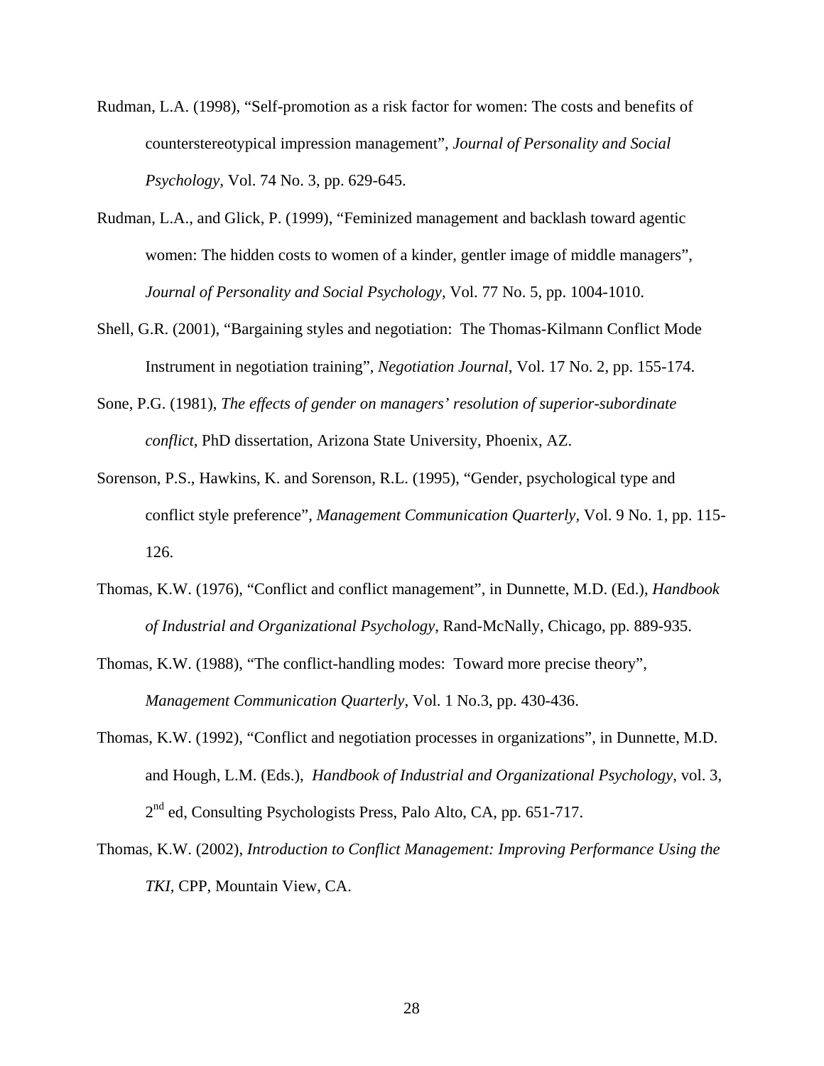Rudman, L.A. (1998), "Self-promotion as a risk factor for women: The costs and benefits of counterstereotypical impression management", *Journal of Personality and Social Psychology*, Vol. 74 No. 3, pp. 629-645.

Rudman, L.A., and Glick, P. (1999), "Feminized management and backlash toward agentic women: The hidden costs to women of a kinder, gentler image of middle managers", *Journal of Personality and Social Psychology*, Vol. 77 No. 5, pp. 1004-1010.

Shell, G.R. (2001), "Bargaining styles and negotiation:  The Thomas-Kilmann Conflict Mode Instrument in negotiation training", *Negotiation Journal*, Vol. 17 No. 2, pp. 155-174.

Sone, P.G. (1981), *The effects of gender on managers' resolution of superior-subordinate conflict,* PhD dissertation, Arizona State University, Phoenix, AZ.

Sorenson, P.S., Hawkins, K. and Sorenson, R.L. (1995), "Gender, psychological type and conflict style preference", *Management Communication Quarterly*, Vol. 9 No. 1, pp. 115-126.

Thomas, K.W. (1976), "Conflict and conflict management", in Dunnette, M.D. (Ed.), *Handbook of Industrial and Organizational Psychology*, Rand-McNally, Chicago, pp. 889-935.

Thomas, K.W. (1988), "The conflict-handling modes:  Toward more precise theory", *Management Communication Quarterly*, Vol. 1 No.3, pp. 430-436.

Thomas, K.W. (1992), "Conflict and negotiation processes in organizations", in Dunnette, M.D. and Hough, L.M. (Eds.),  *Handbook of Industrial and Organizational Psychology*, vol. 3, 2nd ed, Consulting Psychologists Press, Palo Alto, CA, pp. 651-717.

Thomas, K.W. (2002), *Introduction to Conflict Management: Improving Performance Using the TKI*, CPP, Mountain View, CA.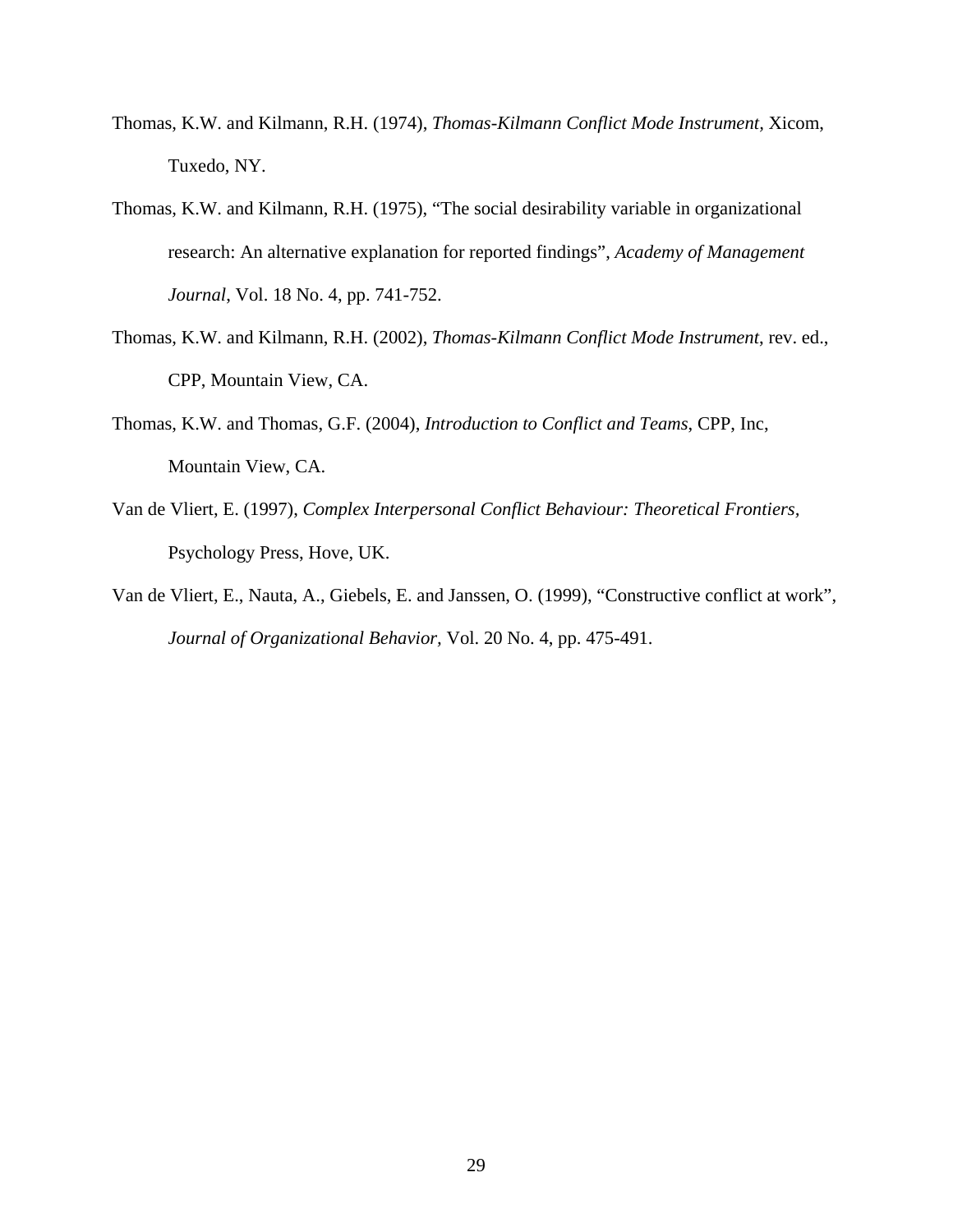Thomas, K.W. and Kilmann, R.H. (1974), *Thomas-Kilmann Conflict Mode Instrument*, Xicom, Tuxedo, NY.

Thomas, K.W. and Kilmann, R.H. (1975), “The social desirability variable in organizational research: An alternative explanation for reported findings”, *Academy of Management Journal*, Vol. 18 No. 4, pp. 741-752.

Thomas, K.W. and Kilmann, R.H. (2002), *Thomas-Kilmann Conflict Mode Instrument*, rev. ed., CPP, Mountain View, CA.

Thomas, K.W. and Thomas, G.F. (2004), *Introduction to Conflict and Teams*, CPP, Inc, Mountain View, CA.

Van de Vliert, E. (1997), *Complex Interpersonal Conflict Behaviour: Theoretical Frontiers*, Psychology Press, Hove, UK.

Van de Vliert, E., Nauta, A., Giebels, E. and Janssen, O. (1999), “Constructive conflict at work”, *Journal of Organizational Behavior*, Vol. 20 No. 4, pp. 475-491.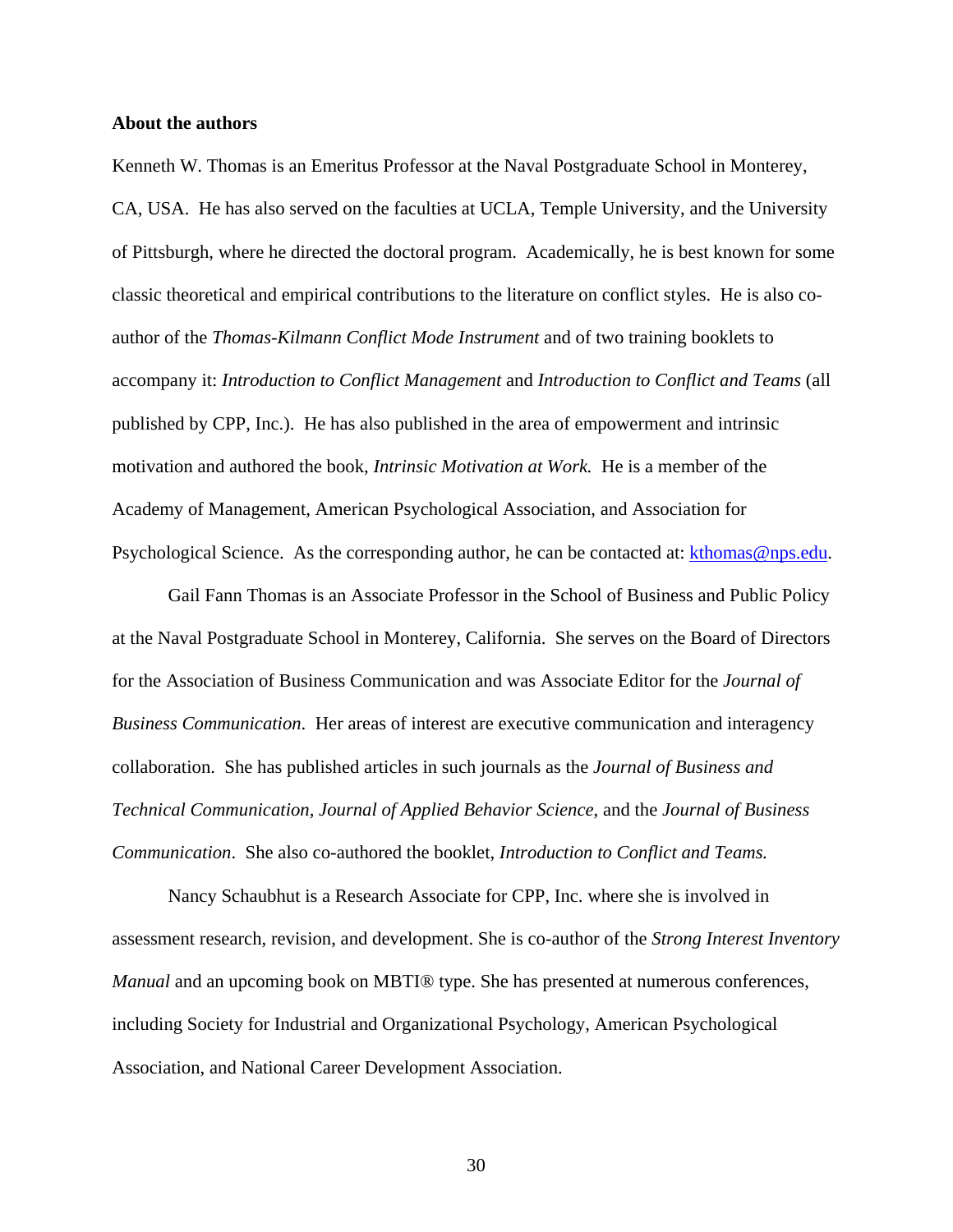**About the authors**

Kenneth W. Thomas is an Emeritus Professor at the Naval Postgraduate School in Monterey, CA, USA. He has also served on the faculties at UCLA, Temple University, and the University of Pittsburgh, where he directed the doctoral program. Academically, he is best known for some classic theoretical and empirical contributions to the literature on conflict styles. He is also co-author of the *Thomas-Kilmann Conflict Mode Instrument* and of two training booklets to accompany it: *Introduction to Conflict Management* and *Introduction to Conflict and Teams* (all published by CPP, Inc.). He has also published in the area of empowerment and intrinsic motivation and authored the book, *Intrinsic Motivation at Work.* He is a member of the Academy of Management, American Psychological Association, and Association for Psychological Science. As the corresponding author, he can be contacted at: kthomas@nps.edu.

Gail Fann Thomas is an Associate Professor in the School of Business and Public Policy at the Naval Postgraduate School in Monterey, California. She serves on the Board of Directors for the Association of Business Communication and was Associate Editor for the *Journal of Business Communication.* Her areas of interest are executive communication and interagency collaboration. She has published articles in such journals as the *Journal of Business and Technical Communication*, *Journal of Applied Behavior Science*, and the *Journal of Business Communication*. She also co-authored the booklet, *Introduction to Conflict and Teams.*

Nancy Schaubhut is a Research Associate for CPP, Inc. where she is involved in assessment research, revision, and development. She is co-author of the *Strong Interest Inventory Manual* and an upcoming book on MBTI® type. She has presented at numerous conferences, including Society for Industrial and Organizational Psychology, American Psychological Association, and National Career Development Association.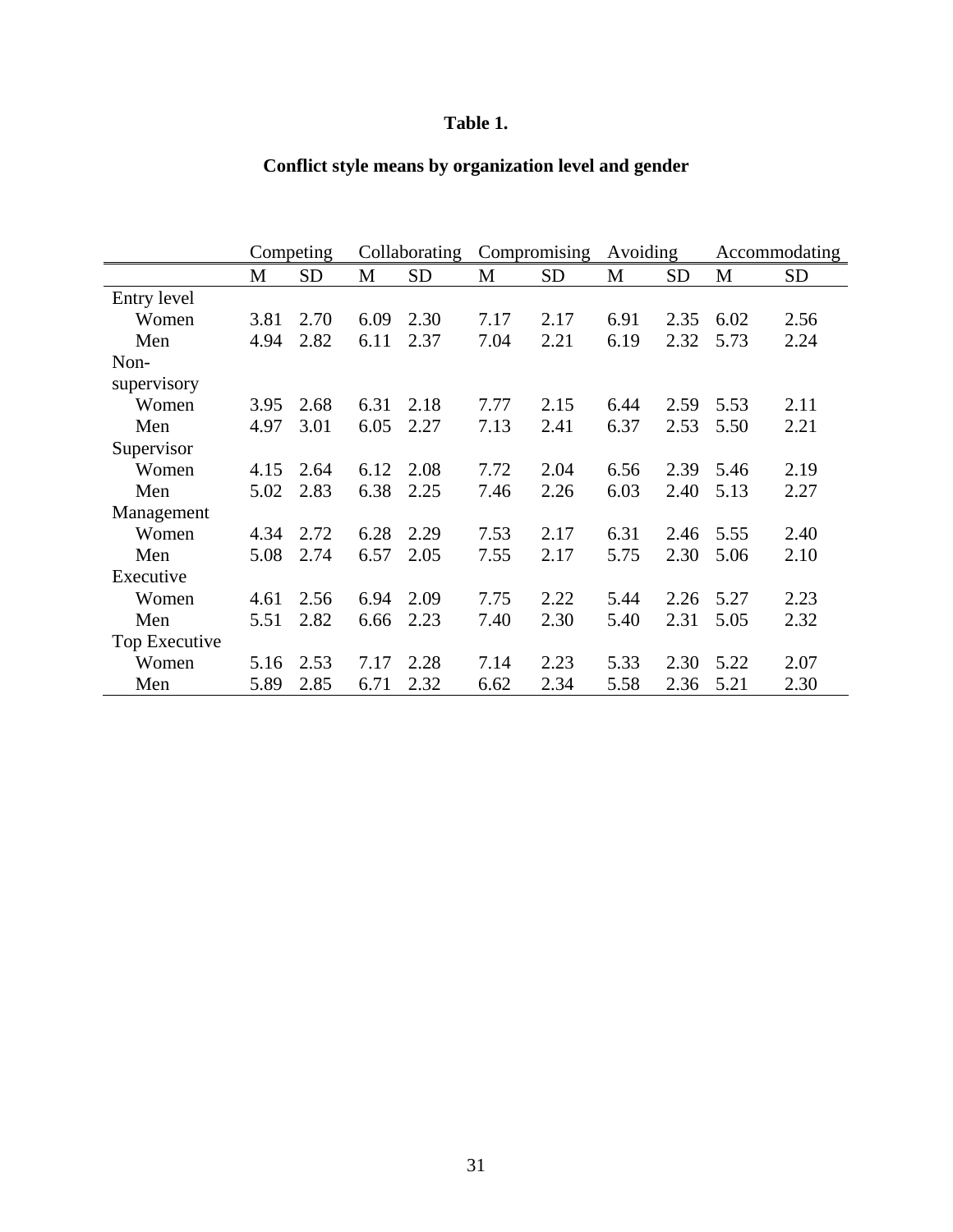**Table 1.**

**Conflict style means by organization level and gender**

| | Competing | | Collaborating | | Compromising | | Avoiding | | Accommodating | |
|---|---|---|---|---|---|---|---|---|---|---|
| | M | SD | M | SD | M | SD | M | SD | M | SD |
| Entry level | | | | | | | | | | |
| Women | 3.81 | 2.70 | 6.09 | 2.30 | 7.17 | 2.17 | 6.91 | 2.35 | 6.02 | 2.56 |
| Men | 4.94 | 2.82 | 6.11 | 2.37 | 7.04 | 2.21 | 6.19 | 2.32 | 5.73 | 2.24 |
| Non-supervisory | | | | | | | | | | |
| Women | 3.95 | 2.68 | 6.31 | 2.18 | 7.77 | 2.15 | 6.44 | 2.59 | 5.53 | 2.11 |
| Men | 4.97 | 3.01 | 6.05 | 2.27 | 7.13 | 2.41 | 6.37 | 2.53 | 5.50 | 2.21 |
| Supervisor | | | | | | | | | | |
| Women | 4.15 | 2.64 | 6.12 | 2.08 | 7.72 | 2.04 | 6.56 | 2.39 | 5.46 | 2.19 |
| Men | 5.02 | 2.83 | 6.38 | 2.25 | 7.46 | 2.26 | 6.03 | 2.40 | 5.13 | 2.27 |
| Management | | | | | | | | | | |
| Women | 4.34 | 2.72 | 6.28 | 2.29 | 7.53 | 2.17 | 6.31 | 2.46 | 5.55 | 2.40 |
| Men | 5.08 | 2.74 | 6.57 | 2.05 | 7.55 | 2.17 | 5.75 | 2.30 | 5.06 | 2.10 |
| Executive | | | | | | | | | | |
| Women | 4.61 | 2.56 | 6.94 | 2.09 | 7.75 | 2.22 | 5.44 | 2.26 | 5.27 | 2.23 |
| Men | 5.51 | 2.82 | 6.66 | 2.23 | 7.40 | 2.30 | 5.40 | 2.31 | 5.05 | 2.32 |
| Top Executive | | | | | | | | | | |
| Women | 5.16 | 2.53 | 7.17 | 2.28 | 7.14 | 2.23 | 5.33 | 2.30 | 5.22 | 2.07 |
| Men | 5.89 | 2.85 | 6.71 | 2.32 | 6.62 | 2.34 | 5.58 | 2.36 | 5.21 | 2.30 |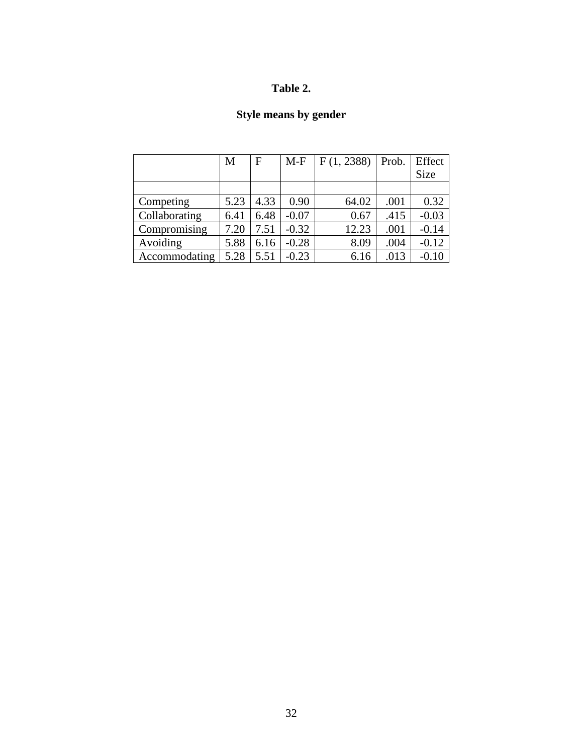**Table 2.**

**Style means by gender**

| | M | F | M-F | F (1, 2388) | Prob. | Effect Size |
|---|---|---|---|---|---|---|
| | | | | | | |
| Competing | 5.23 | 4.33 | 0.90 | 64.02 | .001 | 0.32 |
| Collaborating | 6.41 | 6.48 | -0.07 | 0.67 | .415 | -0.03 |
| Compromising | 7.20 | 7.51 | -0.32 | 12.23 | .001 | -0.14 |
| Avoiding | 5.88 | 6.16 | -0.28 | 8.09 | .004 | -0.12 |
| Accommodating | 5.28 | 5.51 | -0.23 | 6.16 | .013 | -0.10 |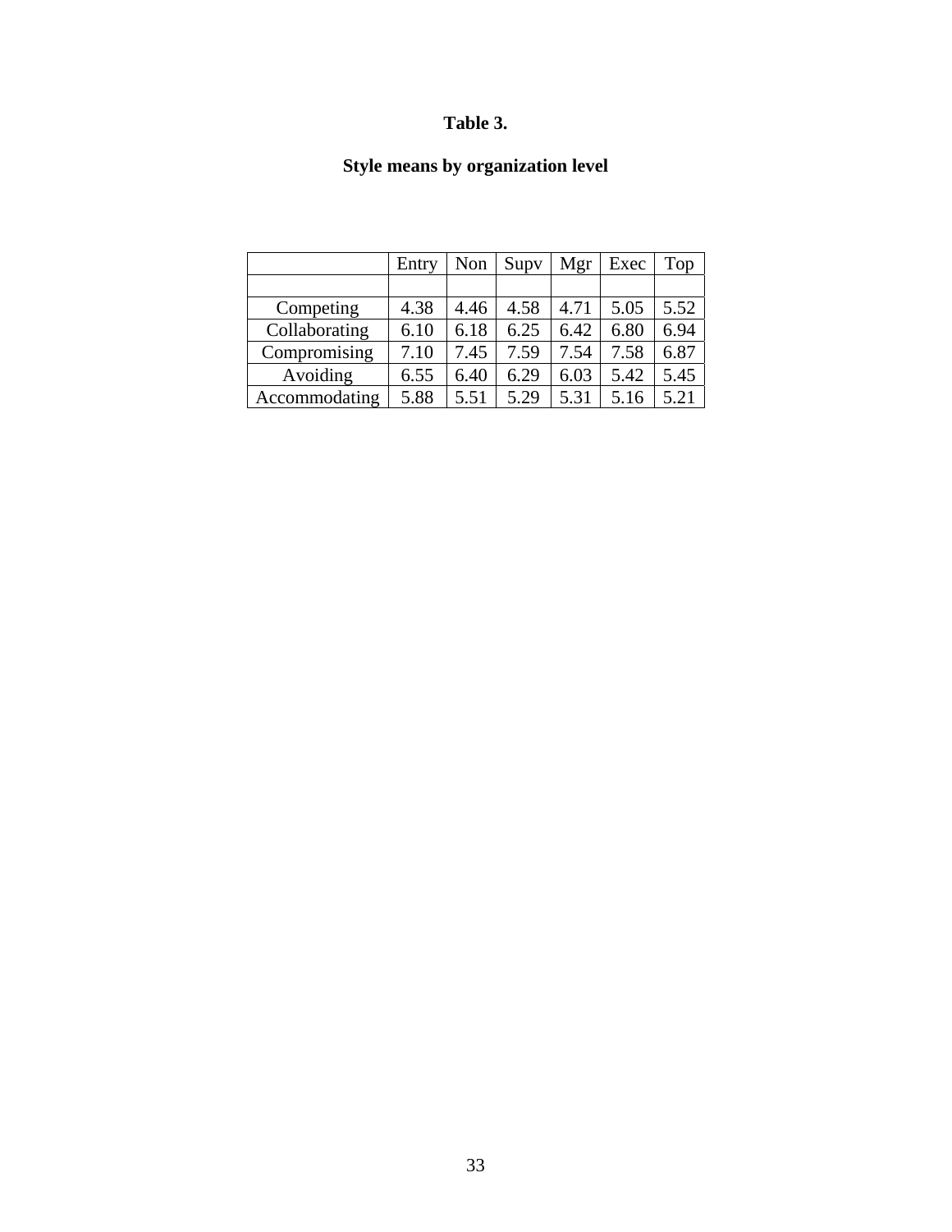**Table 3.**

**Style means by organization level**

| | Entry | Non | Supv | Mgr | Exec | Top |
|---|---|---|---|---|---|---|
| | | | | | | |
| Competing | 4.38 | 4.46 | 4.58 | 4.71 | 5.05 | 5.52 |
| Collaborating | 6.10 | 6.18 | 6.25 | 6.42 | 6.80 | 6.94 |
| Compromising | 7.10 | 7.45 | 7.59 | 7.54 | 7.58 | 6.87 |
| Avoiding | 6.55 | 6.40 | 6.29 | 6.03 | 5.42 | 5.45 |
| Accommodating | 5.88 | 5.51 | 5.29 | 5.31 | 5.16 | 5.21 |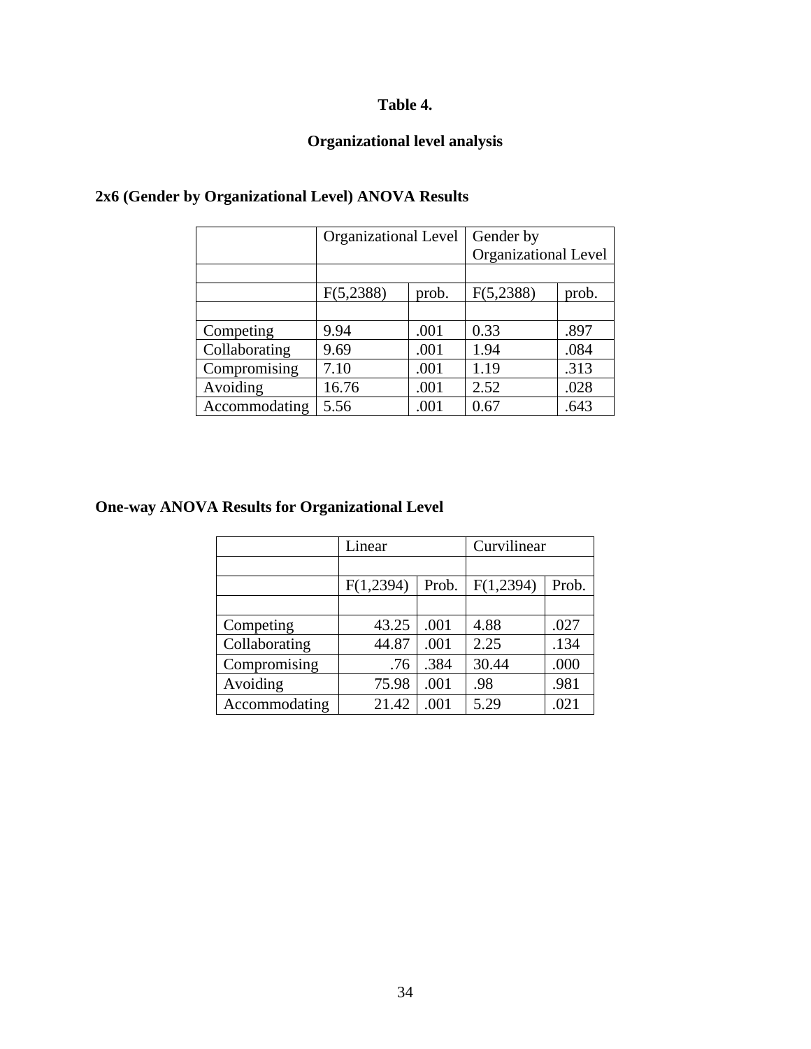**Table 4.**

**Organizational level analysis**

**2x6 (Gender by Organizational Level) ANOVA Results**

| | Organizational Level | | Gender by Organizational Level | |
|---|---|---|---|---|
| | | | | |
| | F(5,2388) | prob. | F(5,2388) | prob. |
| | | | | |
| Competing | 9.94 | .001 | 0.33 | .897 |
| Collaborating | 9.69 | .001 | 1.94 | .084 |
| Compromising | 7.10 | .001 | 1.19 | .313 |
| Avoiding | 16.76 | .001 | 2.52 | .028 |
| Accommodating | 5.56 | .001 | 0.67 | .643 |

**One-way ANOVA Results for Organizational Level**

| | Linear | | Curvilinear | |
|---|---|---|---|---|
| | | | | |
| | F(1,2394) | Prob. | F(1,2394) | Prob. |
| | | | | |
| Competing | 43.25 | .001 | 4.88 | .027 |
| Collaborating | 44.87 | .001 | 2.25 | .134 |
| Compromising | .76 | .384 | 30.44 | .000 |
| Avoiding | 75.98 | .001 | .98 | .981 |
| Accommodating | 21.42 | .001 | 5.29 | .021 |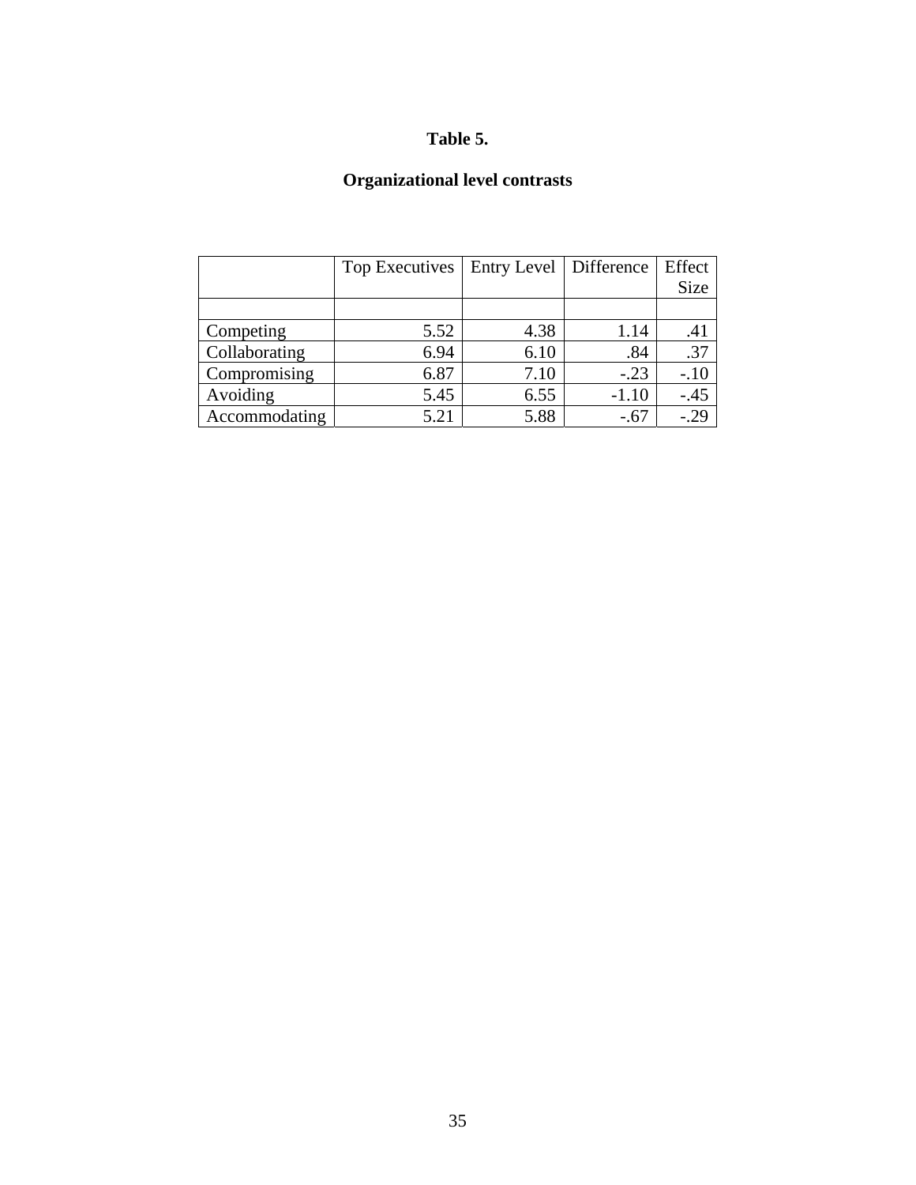**Table 5.**

**Organizational level contrasts**

| | Top Executives | Entry Level | Difference | Effect Size |
|---|---|---|---|---|
| | | | | |
| Competing | 5.52 | 4.38 | 1.14 | .41 |
| Collaborating | 6.94 | 6.10 | .84 | .37 |
| Compromising | 6.87 | 7.10 | -.23 | -.10 |
| Avoiding | 5.45 | 6.55 | -1.10 | -.45 |
| Accommodating | 5.21 | 5.88 | -.67 | -.29 |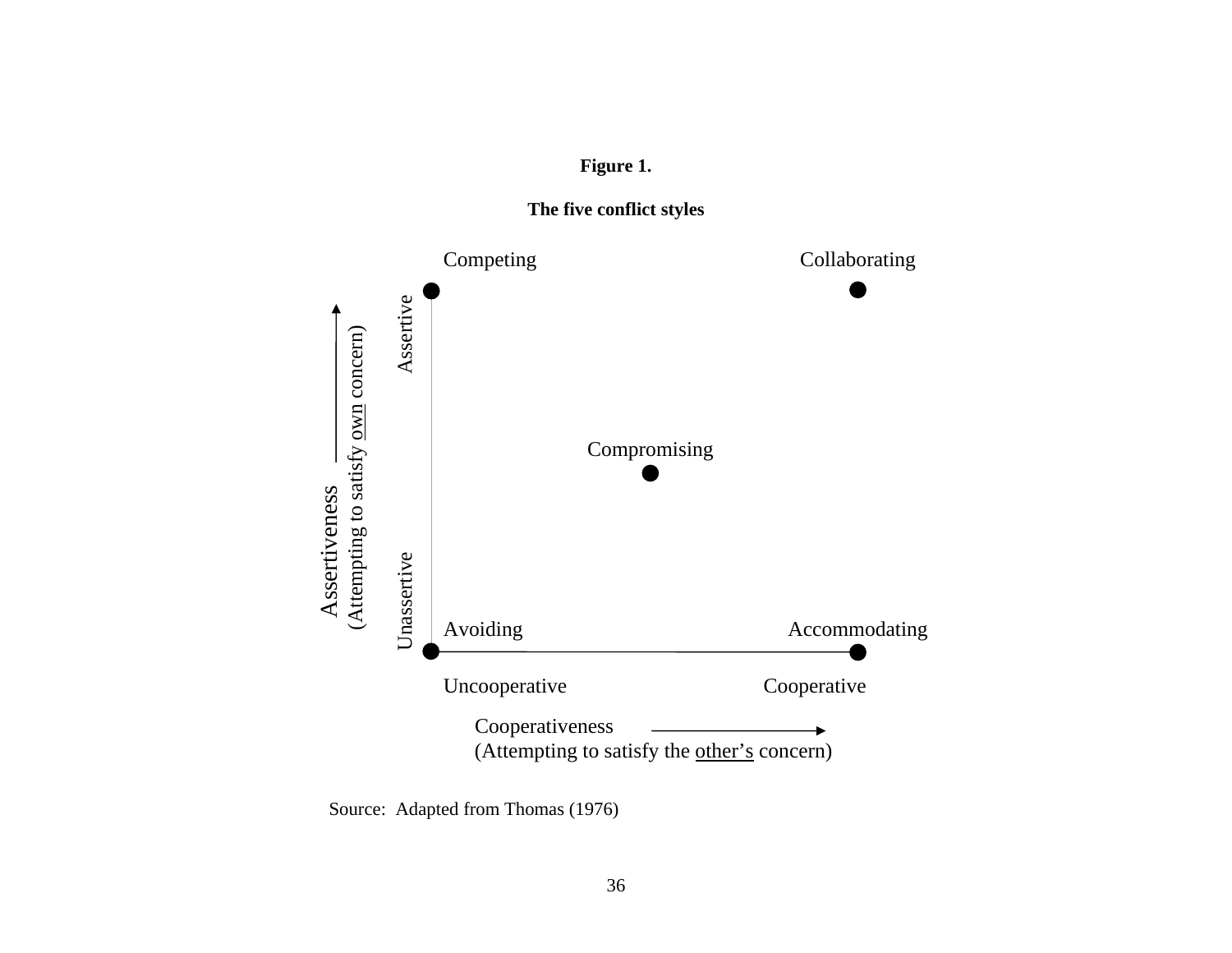**Figure 1.**

**The five conflict styles**

Competing

Collaborating

Assertive

Assertiveness
(Attempting to satisfy own concern)

Compromising

Unassertive

Avoiding

Accommodating

Uncooperative

Cooperative

Cooperativeness
(Attempting to satisfy the other's concern)

Source: Adapted from Thomas (1976)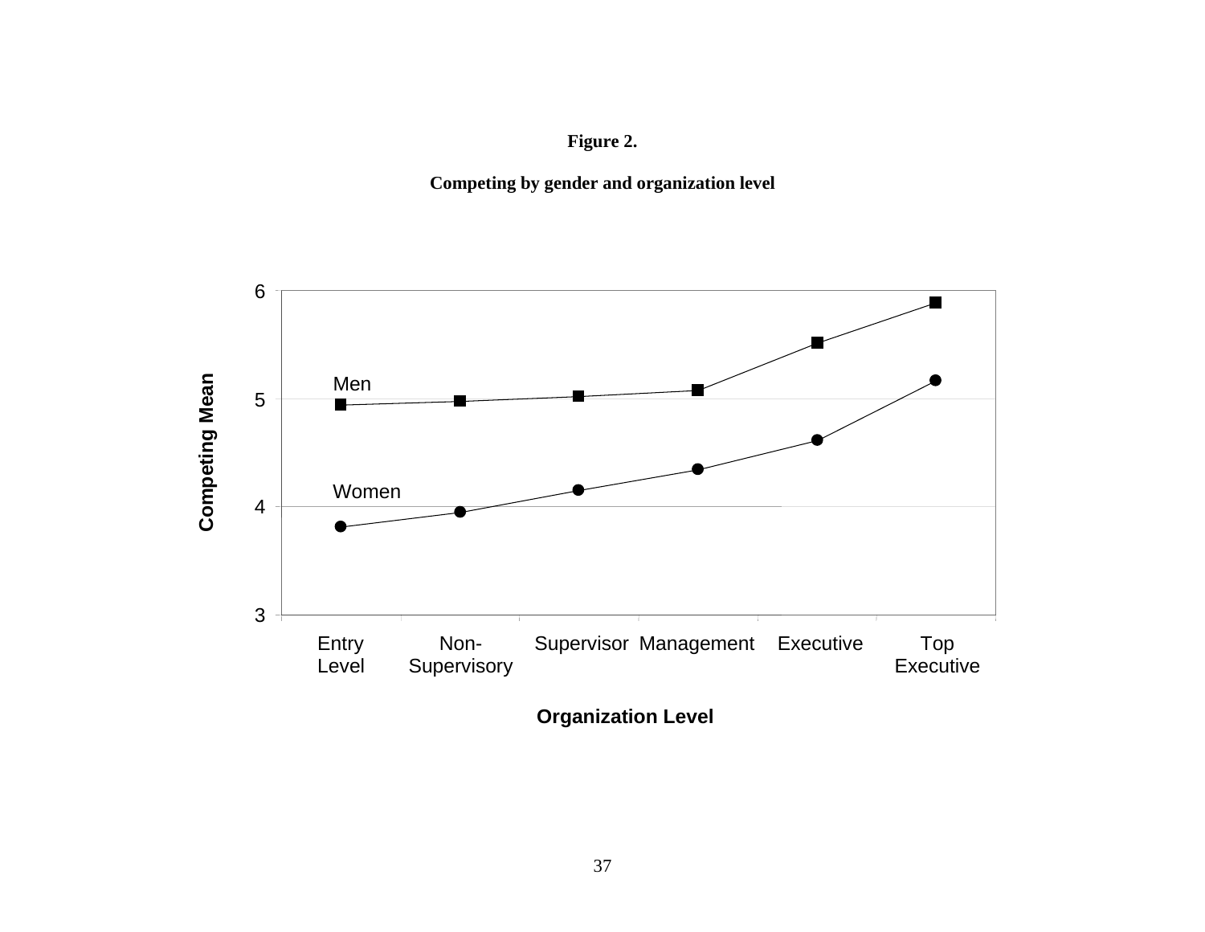**Figure 2.**

**Competing by gender and organization level**

| Organization Level | Men | Women |
|---|---|---|
| Entry Level | | |
| Non-Supervisory | | |
| Supervisor | | |
| Management | | |
| Executive | | |
| Top Executive | | |

Competing Mean (y-axis: 3–6); Organization Level (x-axis)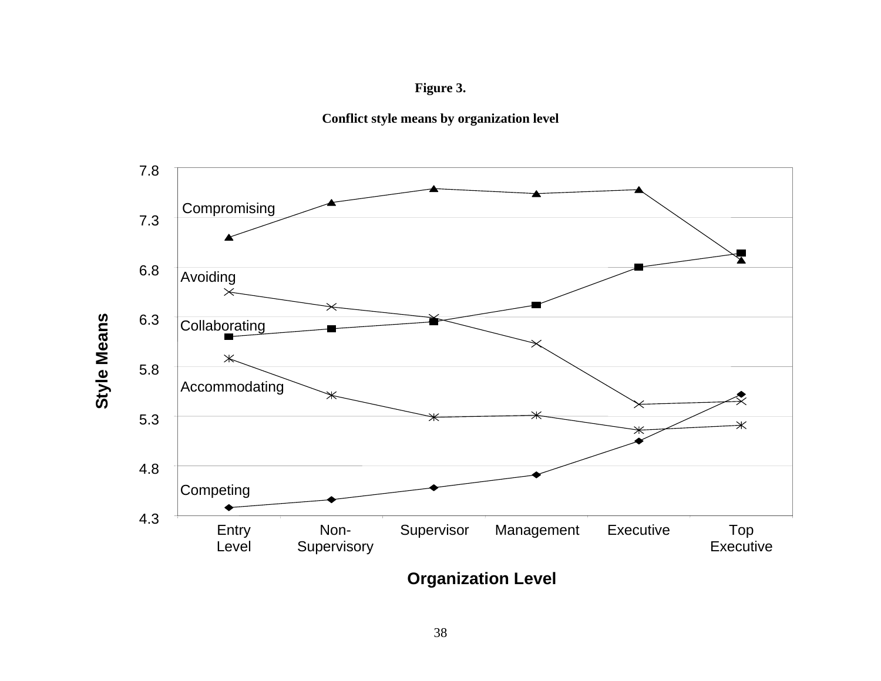**Figure 3.**

**Conflict style means by organization level**

Style Means

7.8
7.3
6.8
6.3
5.8
5.3
4.8
4.3

Compromising

Avoiding

Collaborating

Accommodating

Competing

Entry Level

Non-Supervisory

Supervisor

Management

Executive

Top Executive

**Organization Level**